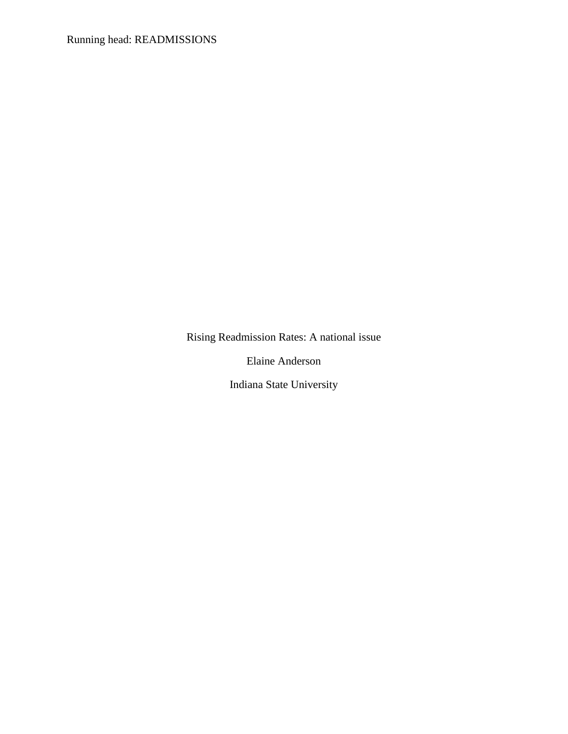Rising Readmission Rates: A national issue

Elaine Anderson

Indiana State University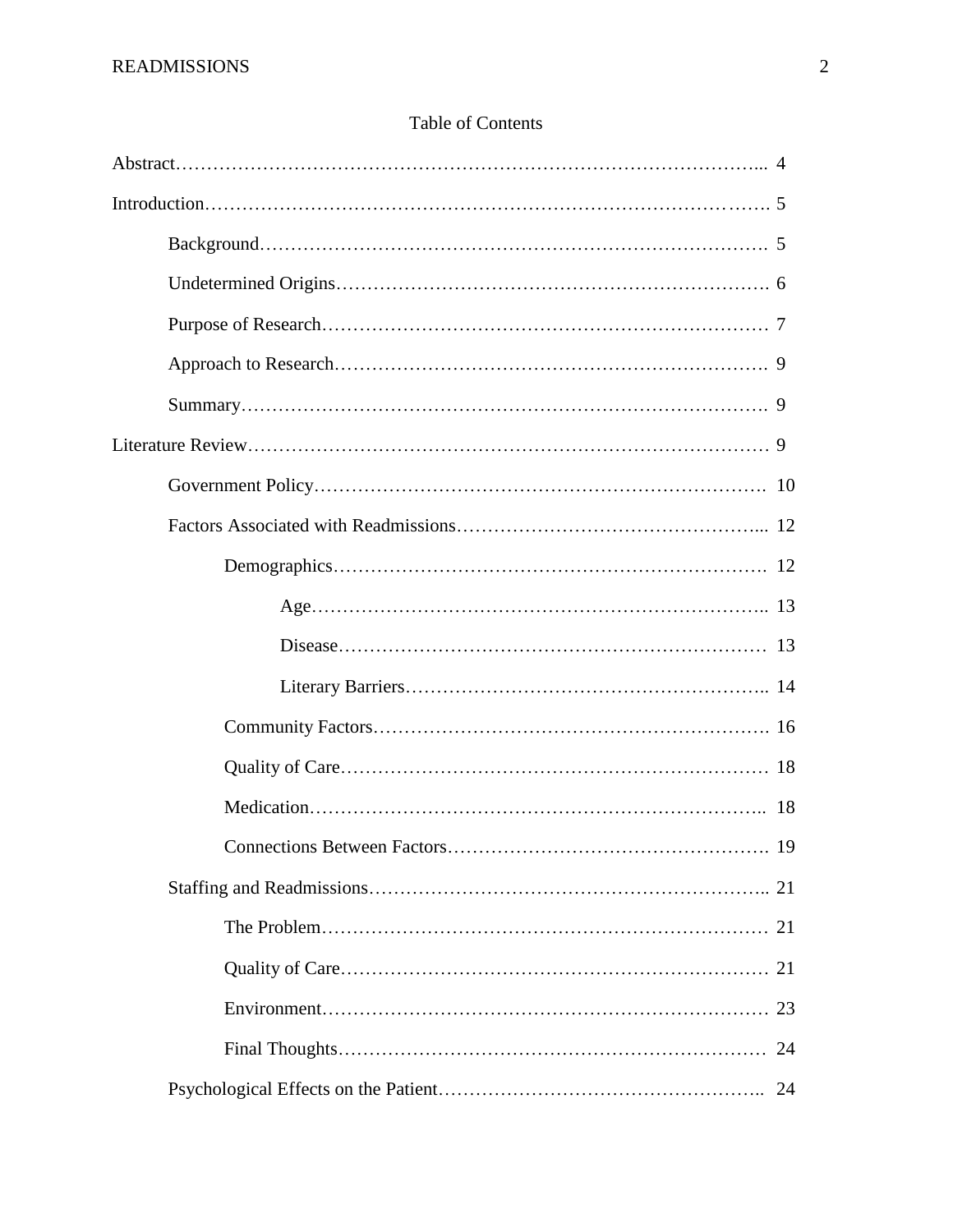Table of Contents

Abstract………………………………………………………………………………... 4

Introduction……………………………………………………………………………. 5

- Background………………………………………………………………………. 5
- Undetermined Origins……………………………………………………………. 6
- Purpose of Research……………………………………………………………… 7
- Approach to Research……………………………………………………………. 9
- Summary…………………………………………………………………………. 9

Literature Review……………………………………………………………………… 9

- Government Policy………………………………………………………………. 10
- Factors Associated with Readmissions…………………………………………... 12
  - Demographics……………………………………………………………. 12
    - Age……………………………………………………………….. 13
    - Disease…………………………………………………………… 13
    - Literary Barriers………………………………………………….. 14
  - Community Factors……………………………………………………… 16
  - Quality of Care…………………………………………………………… 18
  - Medication……………………………………………………………….. 18
  - Connections Between Factors……………………………………………. 19
- Staffing and Readmissions……………………………………………………….. 21
  - The Problem……………………………………………………………… 21
  - Quality of Care…………………………………………………………… 21
  - Environment……………………………………………………………… 23
  - Final Thoughts…………………………………………………………… 24
- Psychological Effects on the Patient…………………………………………….. 24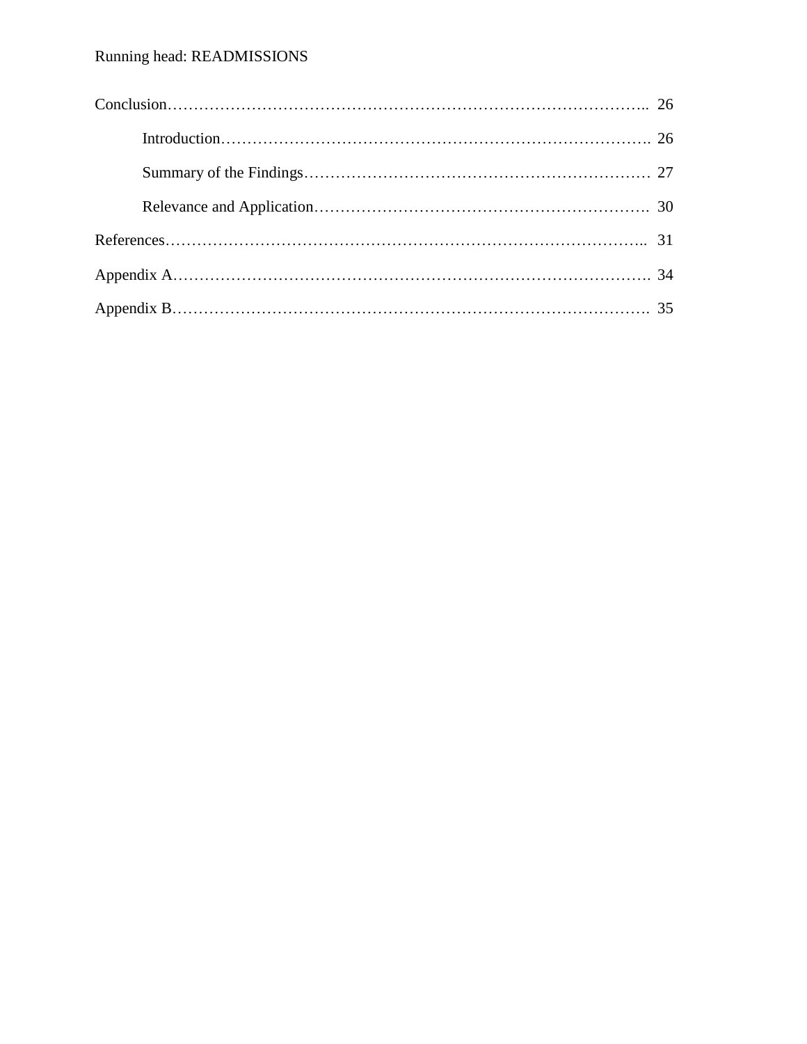Conclusion………………………………………………………………………………….. 26

Introduction………………………………………………………………………. 26

Summary of the Findings………………………………………………………… 27

Relevance and Application………………………………………………………. 30

References………………………………………………………………………………... 31

Appendix A………………………………………………………………………………. 34

Appendix B………………………………………………………………………………. 35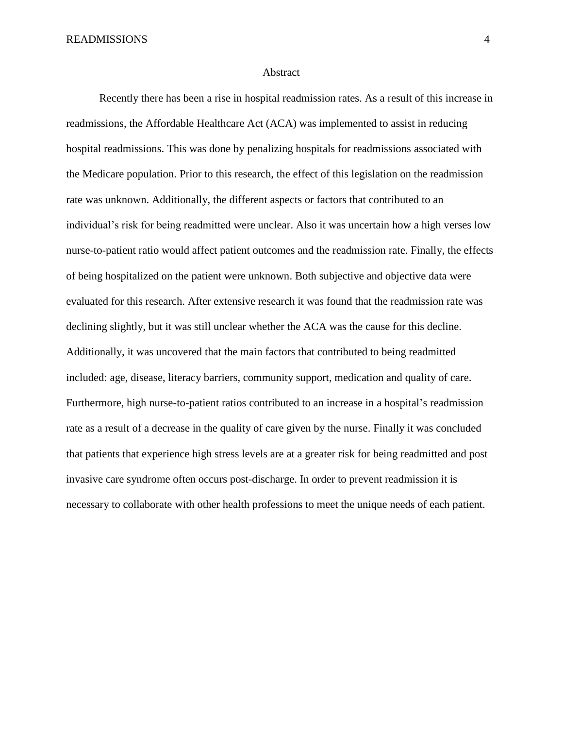# Abstract

Recently there has been a rise in hospital readmission rates. As a result of this increase in readmissions, the Affordable Healthcare Act (ACA) was implemented to assist in reducing hospital readmissions. This was done by penalizing hospitals for readmissions associated with the Medicare population. Prior to this research, the effect of this legislation on the readmission rate was unknown. Additionally, the different aspects or factors that contributed to an individual's risk for being readmitted were unclear. Also it was uncertain how a high verses low nurse-to-patient ratio would affect patient outcomes and the readmission rate. Finally, the effects of being hospitalized on the patient were unknown. Both subjective and objective data were evaluated for this research. After extensive research it was found that the readmission rate was declining slightly, but it was still unclear whether the ACA was the cause for this decline. Additionally, it was uncovered that the main factors that contributed to being readmitted included: age, disease, literacy barriers, community support, medication and quality of care. Furthermore, high nurse-to-patient ratios contributed to an increase in a hospital's readmission rate as a result of a decrease in the quality of care given by the nurse. Finally it was concluded that patients that experience high stress levels are at a greater risk for being readmitted and post invasive care syndrome often occurs post-discharge. In order to prevent readmission it is necessary to collaborate with other health professions to meet the unique needs of each patient.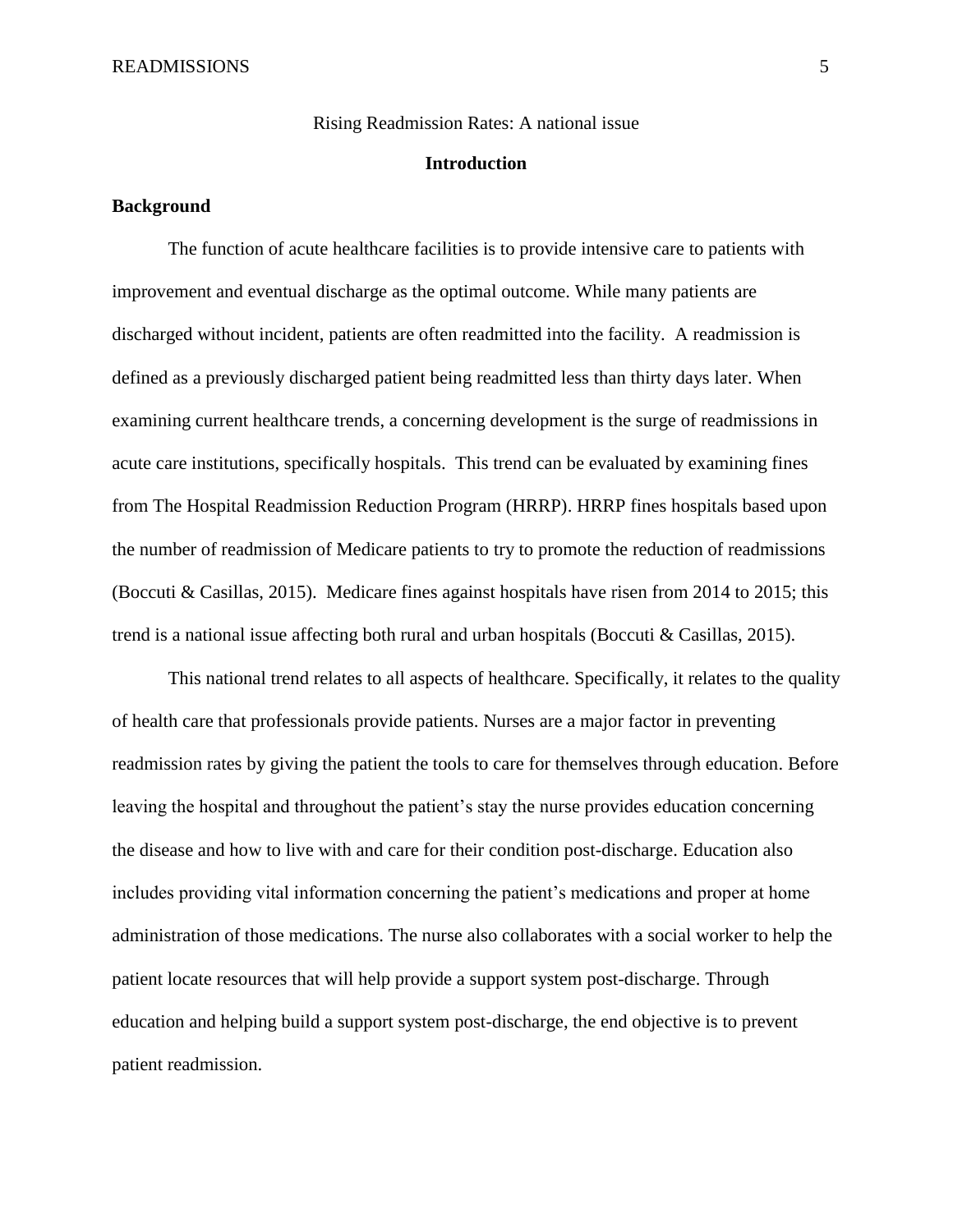Rising Readmission Rates: A national issue

## Introduction

### Background

The function of acute healthcare facilities is to provide intensive care to patients with improvement and eventual discharge as the optimal outcome. While many patients are discharged without incident, patients are often readmitted into the facility. A readmission is defined as a previously discharged patient being readmitted less than thirty days later. When examining current healthcare trends, a concerning development is the surge of readmissions in acute care institutions, specifically hospitals. This trend can be evaluated by examining fines from The Hospital Readmission Reduction Program (HRRP). HRRP fines hospitals based upon the number of readmission of Medicare patients to try to promote the reduction of readmissions (Boccuti & Casillas, 2015). Medicare fines against hospitals have risen from 2014 to 2015; this trend is a national issue affecting both rural and urban hospitals (Boccuti & Casillas, 2015).

This national trend relates to all aspects of healthcare. Specifically, it relates to the quality of health care that professionals provide patients. Nurses are a major factor in preventing readmission rates by giving the patient the tools to care for themselves through education. Before leaving the hospital and throughout the patient's stay the nurse provides education concerning the disease and how to live with and care for their condition post-discharge. Education also includes providing vital information concerning the patient's medications and proper at home administration of those medications. The nurse also collaborates with a social worker to help the patient locate resources that will help provide a support system post-discharge. Through education and helping build a support system post-discharge, the end objective is to prevent patient readmission.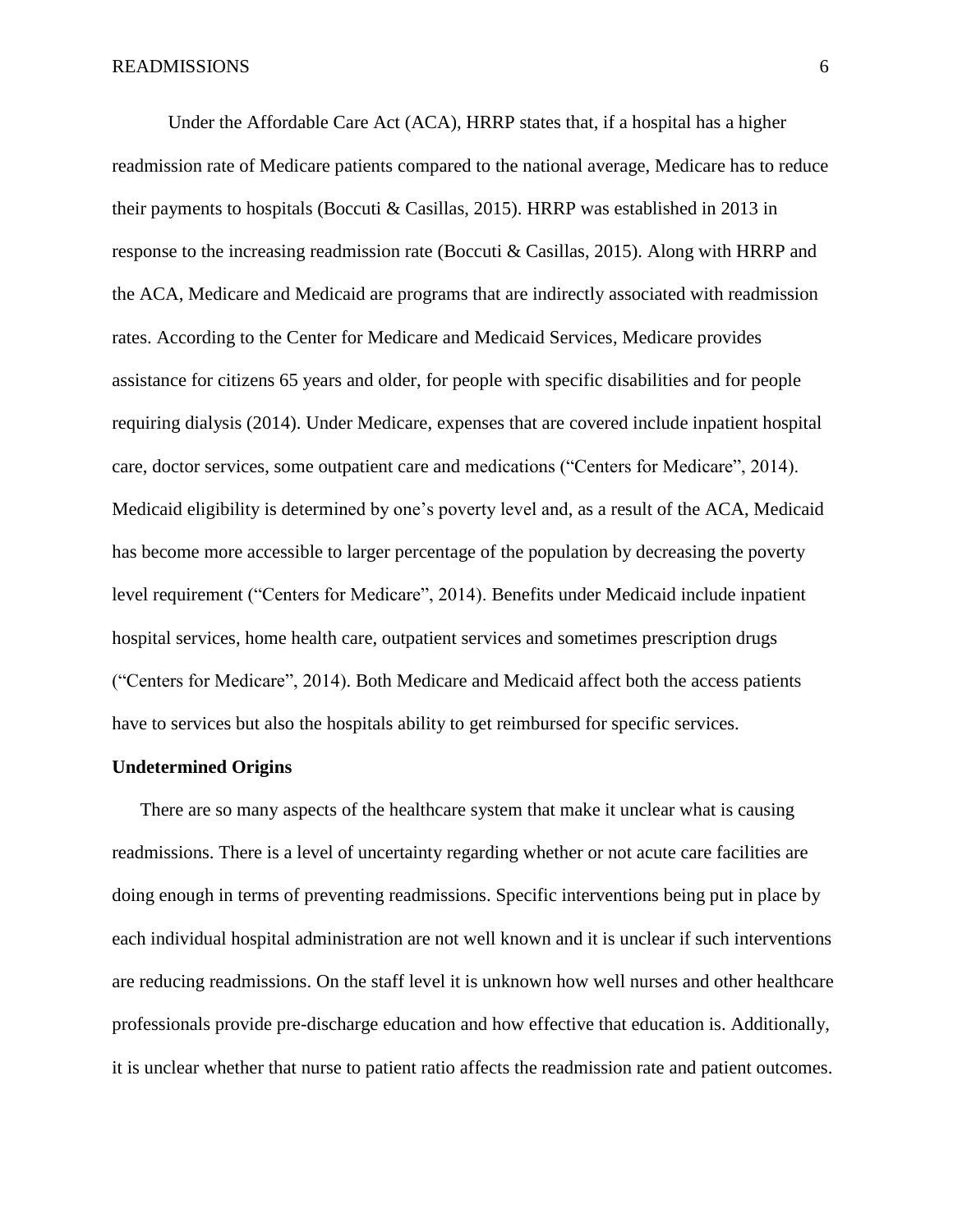Under the Affordable Care Act (ACA), HRRP states that, if a hospital has a higher readmission rate of Medicare patients compared to the national average, Medicare has to reduce their payments to hospitals (Boccuti & Casillas, 2015). HRRP was established in 2013 in response to the increasing readmission rate (Boccuti & Casillas, 2015). Along with HRRP and the ACA, Medicare and Medicaid are programs that are indirectly associated with readmission rates. According to the Center for Medicare and Medicaid Services, Medicare provides assistance for citizens 65 years and older, for people with specific disabilities and for people requiring dialysis (2014). Under Medicare, expenses that are covered include inpatient hospital care, doctor services, some outpatient care and medications ("Centers for Medicare", 2014). Medicaid eligibility is determined by one's poverty level and, as a result of the ACA, Medicaid has become more accessible to larger percentage of the population by decreasing the poverty level requirement ("Centers for Medicare", 2014). Benefits under Medicaid include inpatient hospital services, home health care, outpatient services and sometimes prescription drugs ("Centers for Medicare", 2014). Both Medicare and Medicaid affect both the access patients have to services but also the hospitals ability to get reimbursed for specific services.

**Undetermined Origins**

There are so many aspects of the healthcare system that make it unclear what is causing readmissions. There is a level of uncertainty regarding whether or not acute care facilities are doing enough in terms of preventing readmissions. Specific interventions being put in place by each individual hospital administration are not well known and it is unclear if such interventions are reducing readmissions. On the staff level it is unknown how well nurses and other healthcare professionals provide pre-discharge education and how effective that education is. Additionally, it is unclear whether that nurse to patient ratio affects the readmission rate and patient outcomes.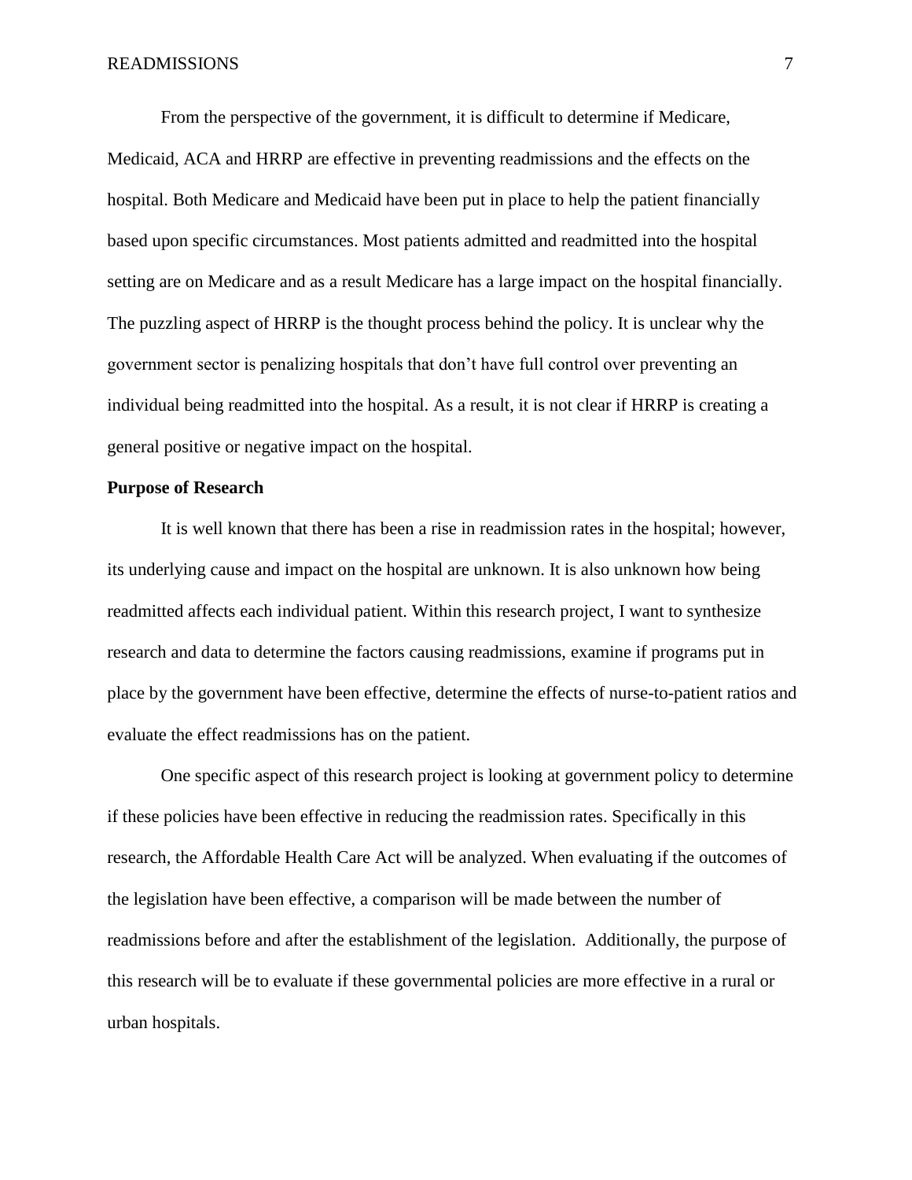From the perspective of the government, it is difficult to determine if Medicare, Medicaid, ACA and HRRP are effective in preventing readmissions and the effects on the hospital. Both Medicare and Medicaid have been put in place to help the patient financially based upon specific circumstances. Most patients admitted and readmitted into the hospital setting are on Medicare and as a result Medicare has a large impact on the hospital financially. The puzzling aspect of HRRP is the thought process behind the policy. It is unclear why the government sector is penalizing hospitals that don't have full control over preventing an individual being readmitted into the hospital. As a result, it is not clear if HRRP is creating a general positive or negative impact on the hospital.

**Purpose of Research**

It is well known that there has been a rise in readmission rates in the hospital; however, its underlying cause and impact on the hospital are unknown. It is also unknown how being readmitted affects each individual patient. Within this research project, I want to synthesize research and data to determine the factors causing readmissions, examine if programs put in place by the government have been effective, determine the effects of nurse-to-patient ratios and evaluate the effect readmissions has on the patient.

One specific aspect of this research project is looking at government policy to determine if these policies have been effective in reducing the readmission rates. Specifically in this research, the Affordable Health Care Act will be analyzed. When evaluating if the outcomes of the legislation have been effective, a comparison will be made between the number of readmissions before and after the establishment of the legislation. Additionally, the purpose of this research will be to evaluate if these governmental policies are more effective in a rural or urban hospitals.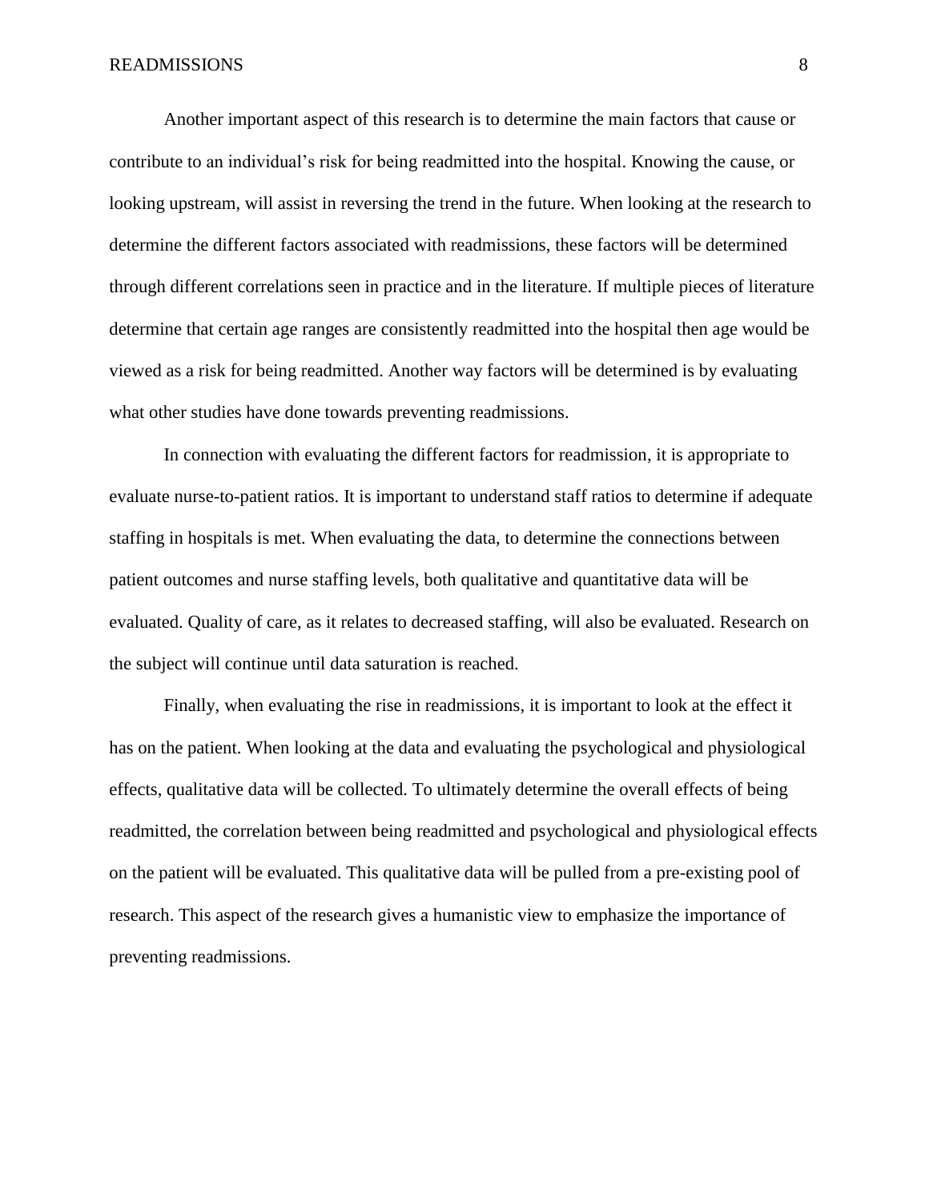Another important aspect of this research is to determine the main factors that cause or contribute to an individual's risk for being readmitted into the hospital. Knowing the cause, or looking upstream, will assist in reversing the trend in the future. When looking at the research to determine the different factors associated with readmissions, these factors will be determined through different correlations seen in practice and in the literature. If multiple pieces of literature determine that certain age ranges are consistently readmitted into the hospital then age would be viewed as a risk for being readmitted. Another way factors will be determined is by evaluating what other studies have done towards preventing readmissions.

In connection with evaluating the different factors for readmission, it is appropriate to evaluate nurse-to-patient ratios. It is important to understand staff ratios to determine if adequate staffing in hospitals is met. When evaluating the data, to determine the connections between patient outcomes and nurse staffing levels, both qualitative and quantitative data will be evaluated. Quality of care, as it relates to decreased staffing, will also be evaluated. Research on the subject will continue until data saturation is reached.

Finally, when evaluating the rise in readmissions, it is important to look at the effect it has on the patient. When looking at the data and evaluating the psychological and physiological effects, qualitative data will be collected. To ultimately determine the overall effects of being readmitted, the correlation between being readmitted and psychological and physiological effects on the patient will be evaluated. This qualitative data will be pulled from a pre-existing pool of research. This aspect of the research gives a humanistic view to emphasize the importance of preventing readmissions.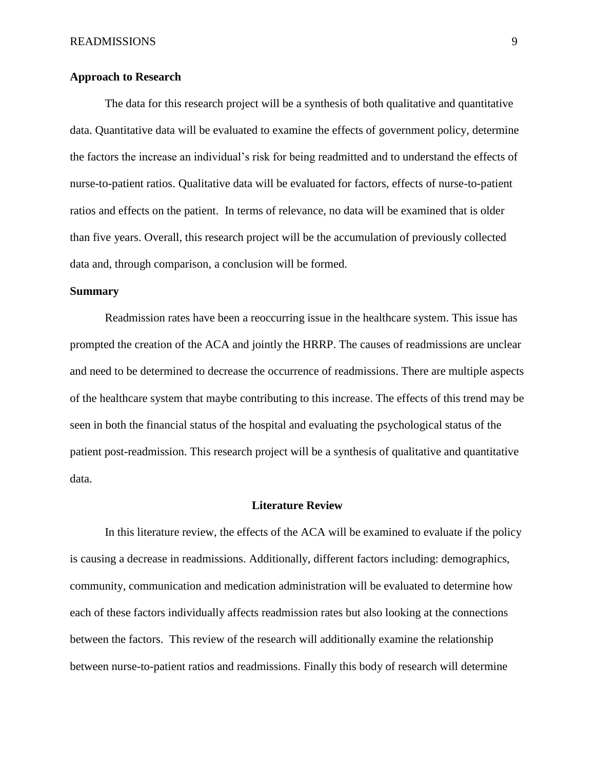### Approach to Research

The data for this research project will be a synthesis of both qualitative and quantitative data. Quantitative data will be evaluated to examine the effects of government policy, determine the factors the increase an individual's risk for being readmitted and to understand the effects of nurse-to-patient ratios. Qualitative data will be evaluated for factors, effects of nurse-to-patient ratios and effects on the patient. In terms of relevance, no data will be examined that is older than five years. Overall, this research project will be the accumulation of previously collected data and, through comparison, a conclusion will be formed.

### Summary

Readmission rates have been a reoccurring issue in the healthcare system. This issue has prompted the creation of the ACA and jointly the HRRP. The causes of readmissions are unclear and need to be determined to decrease the occurrence of readmissions. There are multiple aspects of the healthcare system that maybe contributing to this increase. The effects of this trend may be seen in both the financial status of the hospital and evaluating the psychological status of the patient post-readmission. This research project will be a synthesis of qualitative and quantitative data.

## Literature Review

In this literature review, the effects of the ACA will be examined to evaluate if the policy is causing a decrease in readmissions. Additionally, different factors including: demographics, community, communication and medication administration will be evaluated to determine how each of these factors individually affects readmission rates but also looking at the connections between the factors. This review of the research will additionally examine the relationship between nurse-to-patient ratios and readmissions. Finally this body of research will determine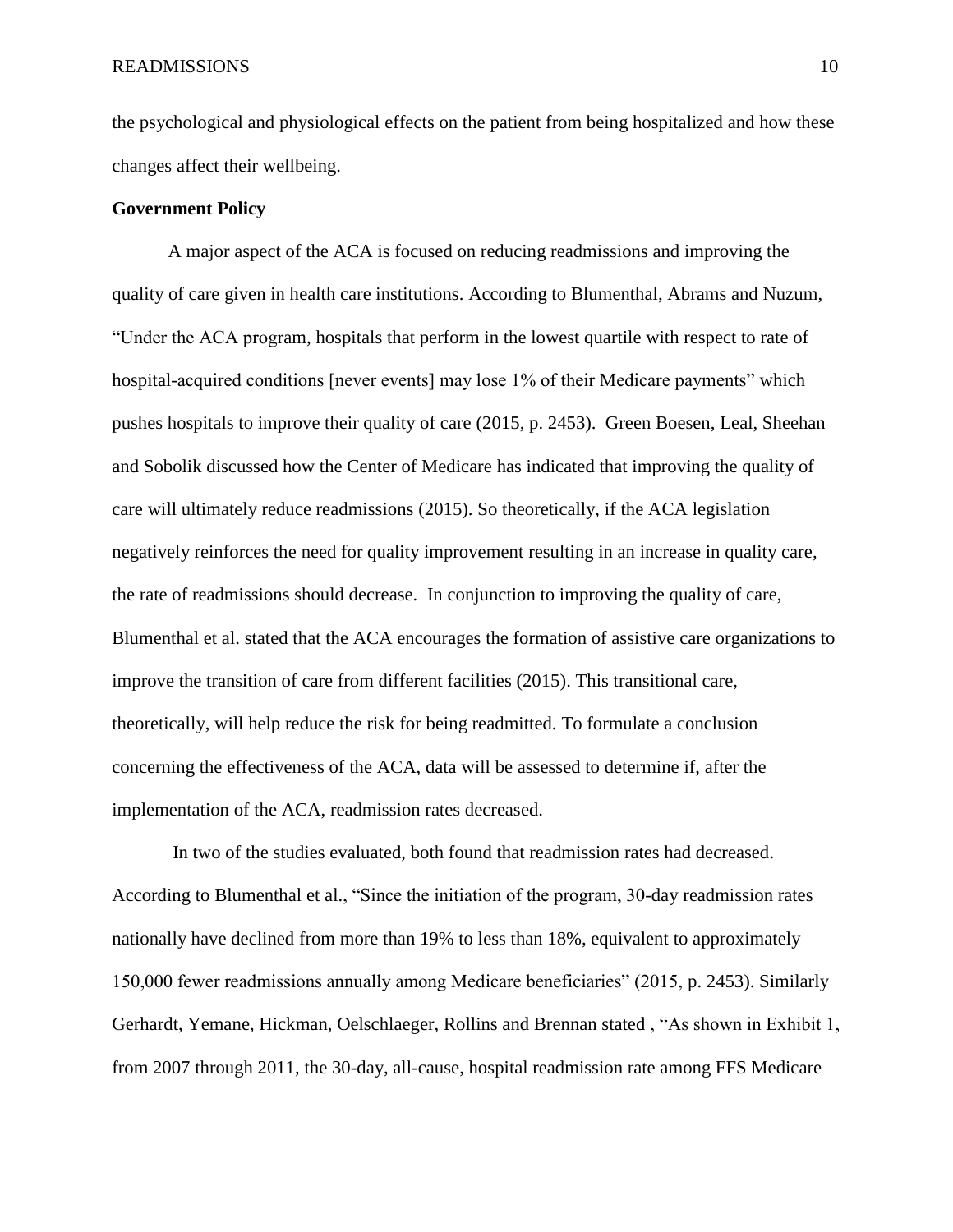the psychological and physiological effects on the patient from being hospitalized and how these changes affect their wellbeing.

**Government Policy**

A major aspect of the ACA is focused on reducing readmissions and improving the quality of care given in health care institutions. According to Blumenthal, Abrams and Nuzum, "Under the ACA program, hospitals that perform in the lowest quartile with respect to rate of hospital-acquired conditions [never events] may lose 1% of their Medicare payments" which pushes hospitals to improve their quality of care (2015, p. 2453). Green Boesen, Leal, Sheehan and Sobolik discussed how the Center of Medicare has indicated that improving the quality of care will ultimately reduce readmissions (2015). So theoretically, if the ACA legislation negatively reinforces the need for quality improvement resulting in an increase in quality care, the rate of readmissions should decrease. In conjunction to improving the quality of care, Blumenthal et al. stated that the ACA encourages the formation of assistive care organizations to improve the transition of care from different facilities (2015). This transitional care, theoretically, will help reduce the risk for being readmitted. To formulate a conclusion concerning the effectiveness of the ACA, data will be assessed to determine if, after the implementation of the ACA, readmission rates decreased.

In two of the studies evaluated, both found that readmission rates had decreased. According to Blumenthal et al., "Since the initiation of the program, 30-day readmission rates nationally have declined from more than 19% to less than 18%, equivalent to approximately 150,000 fewer readmissions annually among Medicare beneficiaries" (2015, p. 2453). Similarly Gerhardt, Yemane, Hickman, Oelschlaeger, Rollins and Brennan stated , "As shown in Exhibit 1, from 2007 through 2011, the 30-day, all-cause, hospital readmission rate among FFS Medicare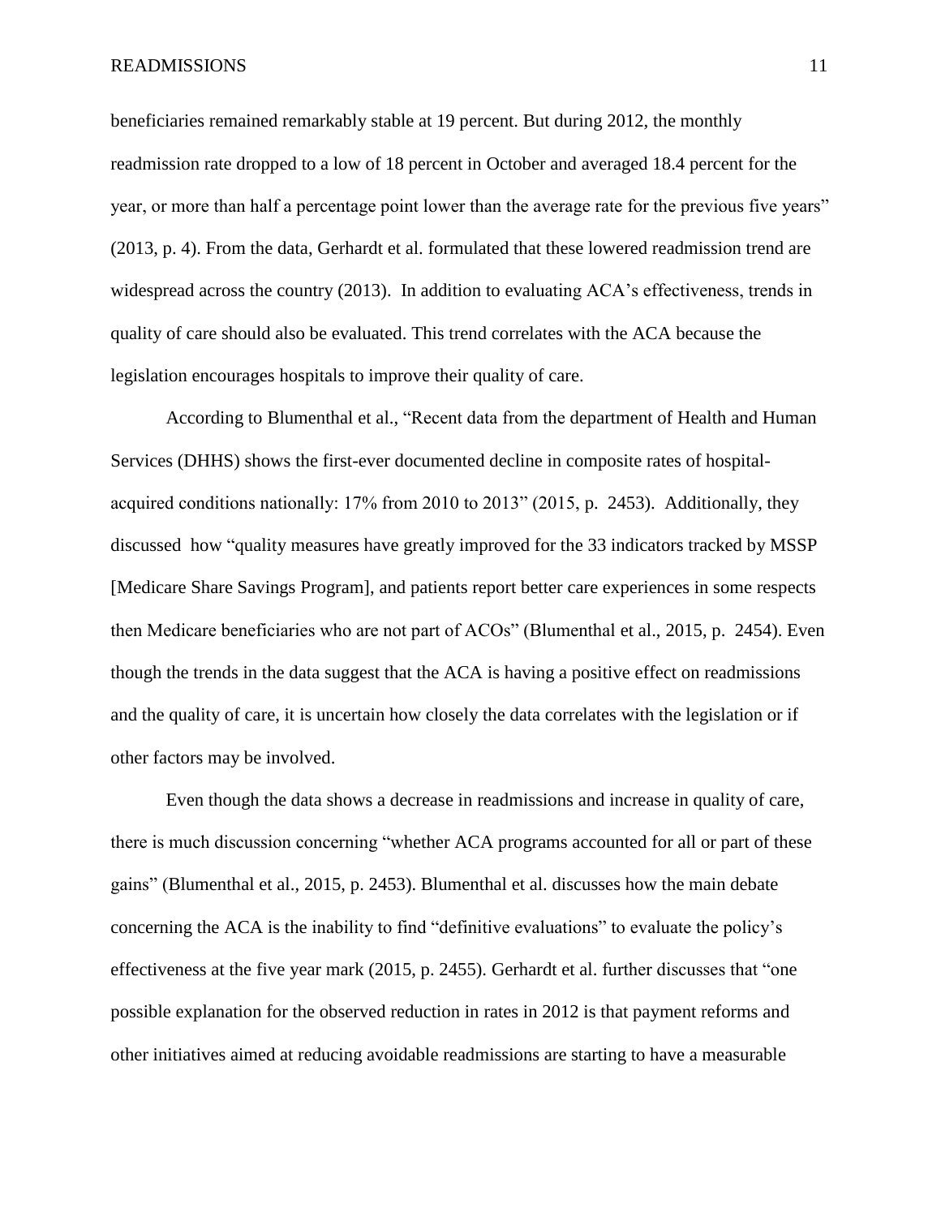beneficiaries remained remarkably stable at 19 percent. But during 2012, the monthly readmission rate dropped to a low of 18 percent in October and averaged 18.4 percent for the year, or more than half a percentage point lower than the average rate for the previous five years" (2013, p. 4). From the data, Gerhardt et al. formulated that these lowered readmission trend are widespread across the country (2013). In addition to evaluating ACA's effectiveness, trends in quality of care should also be evaluated. This trend correlates with the ACA because the legislation encourages hospitals to improve their quality of care.

According to Blumenthal et al., "Recent data from the department of Health and Human Services (DHHS) shows the first-ever documented decline in composite rates of hospital-acquired conditions nationally: 17% from 2010 to 2013" (2015, p. 2453). Additionally, they discussed how "quality measures have greatly improved for the 33 indicators tracked by MSSP [Medicare Share Savings Program], and patients report better care experiences in some respects then Medicare beneficiaries who are not part of ACOs" (Blumenthal et al., 2015, p. 2454). Even though the trends in the data suggest that the ACA is having a positive effect on readmissions and the quality of care, it is uncertain how closely the data correlates with the legislation or if other factors may be involved.

Even though the data shows a decrease in readmissions and increase in quality of care, there is much discussion concerning "whether ACA programs accounted for all or part of these gains" (Blumenthal et al., 2015, p. 2453). Blumenthal et al. discusses how the main debate concerning the ACA is the inability to find "definitive evaluations" to evaluate the policy's effectiveness at the five year mark (2015, p. 2455). Gerhardt et al. further discusses that "one possible explanation for the observed reduction in rates in 2012 is that payment reforms and other initiatives aimed at reducing avoidable readmissions are starting to have a measurable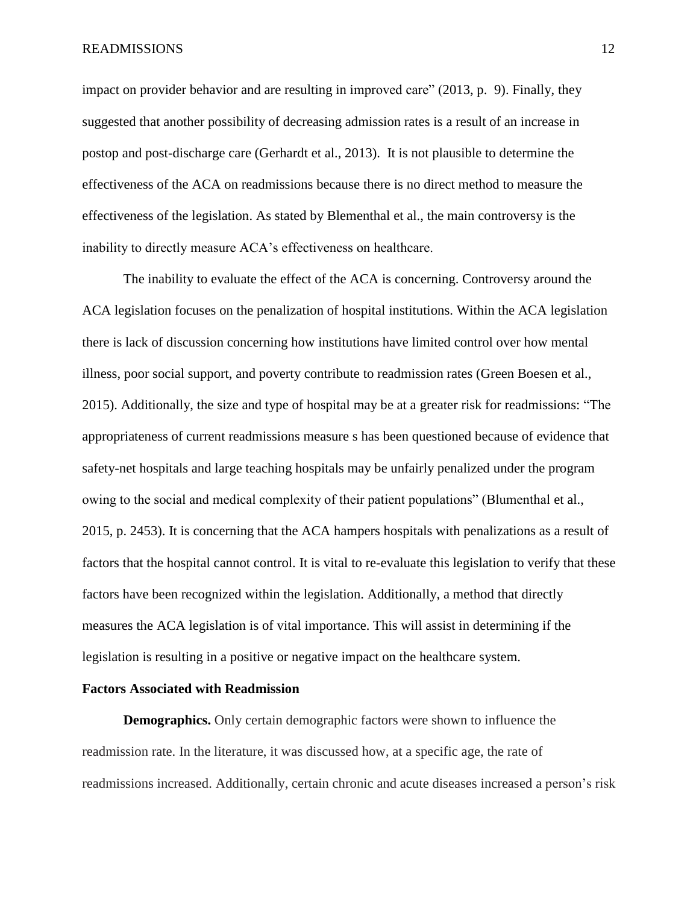impact on provider behavior and are resulting in improved care" (2013, p. 9). Finally, they suggested that another possibility of decreasing admission rates is a result of an increase in postop and post-discharge care (Gerhardt et al., 2013). It is not plausible to determine the effectiveness of the ACA on readmissions because there is no direct method to measure the effectiveness of the legislation. As stated by Blementhal et al., the main controversy is the inability to directly measure ACA's effectiveness on healthcare.

The inability to evaluate the effect of the ACA is concerning. Controversy around the ACA legislation focuses on the penalization of hospital institutions. Within the ACA legislation there is lack of discussion concerning how institutions have limited control over how mental illness, poor social support, and poverty contribute to readmission rates (Green Boesen et al., 2015). Additionally, the size and type of hospital may be at a greater risk for readmissions: "The appropriateness of current readmissions measure s has been questioned because of evidence that safety-net hospitals and large teaching hospitals may be unfairly penalized under the program owing to the social and medical complexity of their patient populations" (Blumenthal et al., 2015, p. 2453). It is concerning that the ACA hampers hospitals with penalizations as a result of factors that the hospital cannot control. It is vital to re-evaluate this legislation to verify that these factors have been recognized within the legislation. Additionally, a method that directly measures the ACA legislation is of vital importance. This will assist in determining if the legislation is resulting in a positive or negative impact on the healthcare system.

## Factors Associated with Readmission

**Demographics.** Only certain demographic factors were shown to influence the readmission rate. In the literature, it was discussed how, at a specific age, the rate of readmissions increased. Additionally, certain chronic and acute diseases increased a person's risk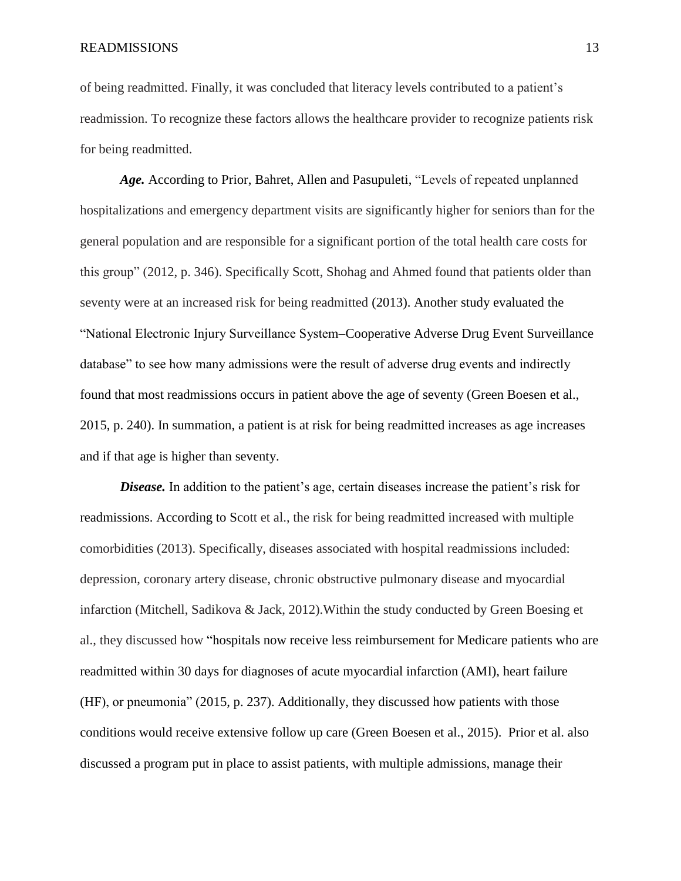of being readmitted. Finally, it was concluded that literacy levels contributed to a patient's readmission. To recognize these factors allows the healthcare provider to recognize patients risk for being readmitted.

***Age.*** According to Prior, Bahret, Allen and Pasupuleti, "Levels of repeated unplanned hospitalizations and emergency department visits are significantly higher for seniors than for the general population and are responsible for a significant portion of the total health care costs for this group" (2012, p. 346). Specifically Scott, Shohag and Ahmed found that patients older than seventy were at an increased risk for being readmitted (2013). Another study evaluated the "National Electronic Injury Surveillance System–Cooperative Adverse Drug Event Surveillance database" to see how many admissions were the result of adverse drug events and indirectly found that most readmissions occurs in patient above the age of seventy (Green Boesen et al., 2015, p. 240). In summation, a patient is at risk for being readmitted increases as age increases and if that age is higher than seventy.

***Disease.*** In addition to the patient's age, certain diseases increase the patient's risk for readmissions. According to Scott et al., the risk for being readmitted increased with multiple comorbidities (2013). Specifically, diseases associated with hospital readmissions included: depression, coronary artery disease, chronic obstructive pulmonary disease and myocardial infarction (Mitchell, Sadikova & Jack, 2012).Within the study conducted by Green Boesing et al., they discussed how "hospitals now receive less reimbursement for Medicare patients who are readmitted within 30 days for diagnoses of acute myocardial infarction (AMI), heart failure (HF), or pneumonia" (2015, p. 237). Additionally, they discussed how patients with those conditions would receive extensive follow up care (Green Boesen et al., 2015). Prior et al. also discussed a program put in place to assist patients, with multiple admissions, manage their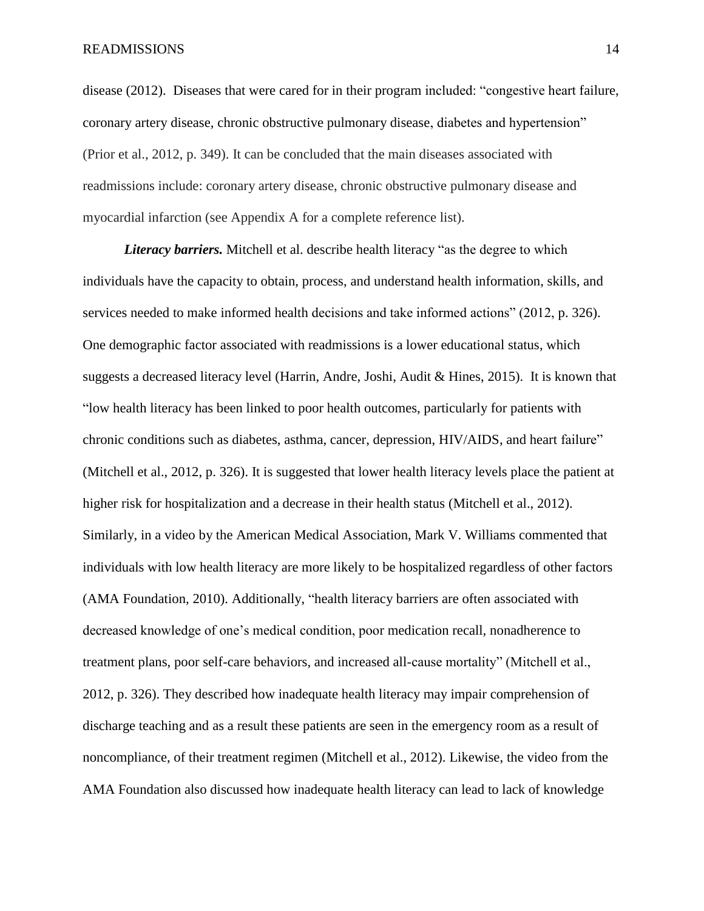disease (2012). Diseases that were cared for in their program included: "congestive heart failure, coronary artery disease, chronic obstructive pulmonary disease, diabetes and hypertension" (Prior et al., 2012, p. 349). It can be concluded that the main diseases associated with readmissions include: coronary artery disease, chronic obstructive pulmonary disease and myocardial infarction (see Appendix A for a complete reference list).

***Literacy barriers.*** Mitchell et al. describe health literacy "as the degree to which individuals have the capacity to obtain, process, and understand health information, skills, and services needed to make informed health decisions and take informed actions" (2012, p. 326). One demographic factor associated with readmissions is a lower educational status, which suggests a decreased literacy level (Harrin, Andre, Joshi, Audit & Hines, 2015). It is known that "low health literacy has been linked to poor health outcomes, particularly for patients with chronic conditions such as diabetes, asthma, cancer, depression, HIV/AIDS, and heart failure" (Mitchell et al., 2012, p. 326). It is suggested that lower health literacy levels place the patient at higher risk for hospitalization and a decrease in their health status (Mitchell et al., 2012). Similarly, in a video by the American Medical Association, Mark V. Williams commented that individuals with low health literacy are more likely to be hospitalized regardless of other factors (AMA Foundation, 2010). Additionally, "health literacy barriers are often associated with decreased knowledge of one's medical condition, poor medication recall, nonadherence to treatment plans, poor self-care behaviors, and increased all-cause mortality" (Mitchell et al., 2012, p. 326). They described how inadequate health literacy may impair comprehension of discharge teaching and as a result these patients are seen in the emergency room as a result of noncompliance, of their treatment regimen (Mitchell et al., 2012). Likewise, the video from the AMA Foundation also discussed how inadequate health literacy can lead to lack of knowledge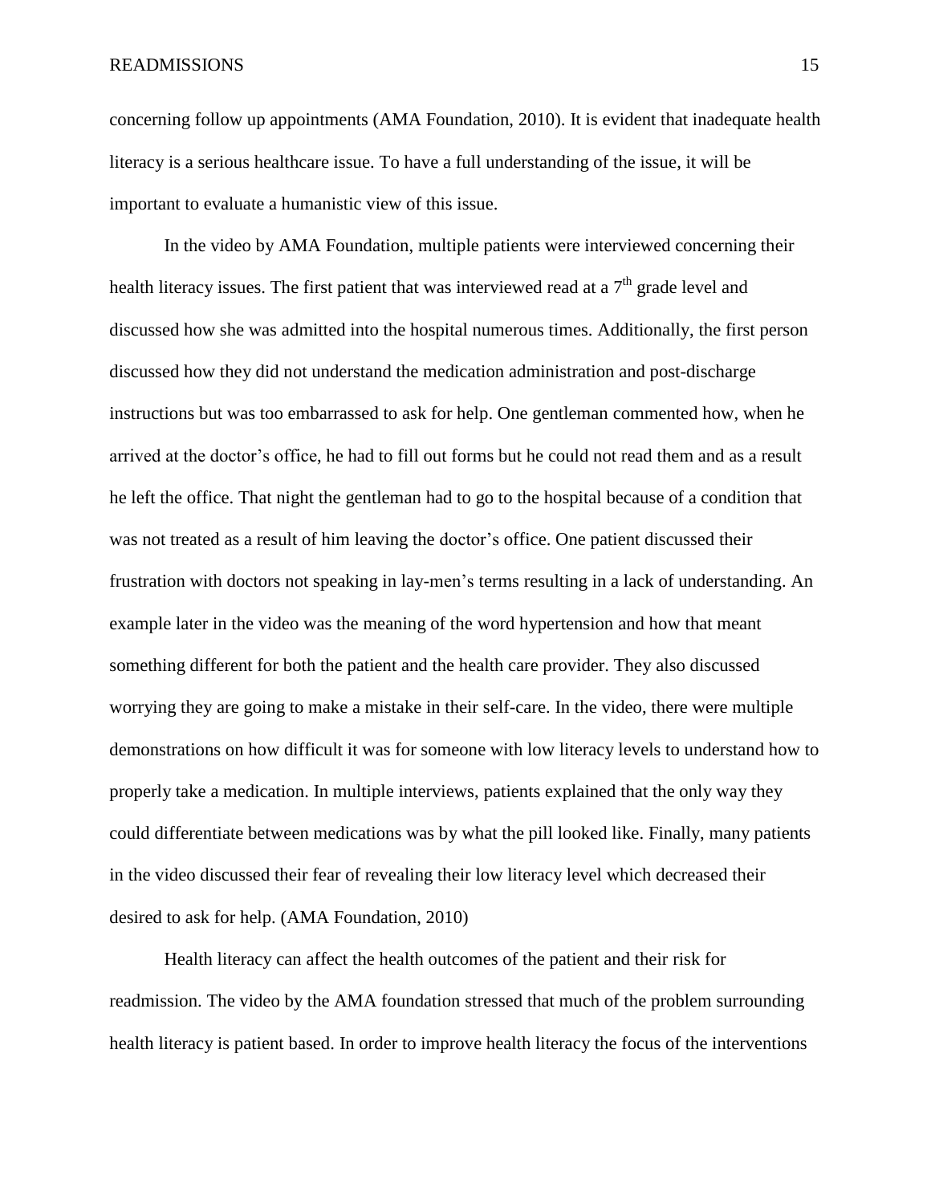concerning follow up appointments (AMA Foundation, 2010). It is evident that inadequate health literacy is a serious healthcare issue. To have a full understanding of the issue, it will be important to evaluate a humanistic view of this issue.

In the video by AMA Foundation, multiple patients were interviewed concerning their health literacy issues. The first patient that was interviewed read at a 7th grade level and discussed how she was admitted into the hospital numerous times. Additionally, the first person discussed how they did not understand the medication administration and post-discharge instructions but was too embarrassed to ask for help. One gentleman commented how, when he arrived at the doctor's office, he had to fill out forms but he could not read them and as a result he left the office. That night the gentleman had to go to the hospital because of a condition that was not treated as a result of him leaving the doctor's office. One patient discussed their frustration with doctors not speaking in lay-men's terms resulting in a lack of understanding. An example later in the video was the meaning of the word hypertension and how that meant something different for both the patient and the health care provider. They also discussed worrying they are going to make a mistake in their self-care. In the video, there were multiple demonstrations on how difficult it was for someone with low literacy levels to understand how to properly take a medication. In multiple interviews, patients explained that the only way they could differentiate between medications was by what the pill looked like. Finally, many patients in the video discussed their fear of revealing their low literacy level which decreased their desired to ask for help. (AMA Foundation, 2010)

Health literacy can affect the health outcomes of the patient and their risk for readmission. The video by the AMA foundation stressed that much of the problem surrounding health literacy is patient based. In order to improve health literacy the focus of the interventions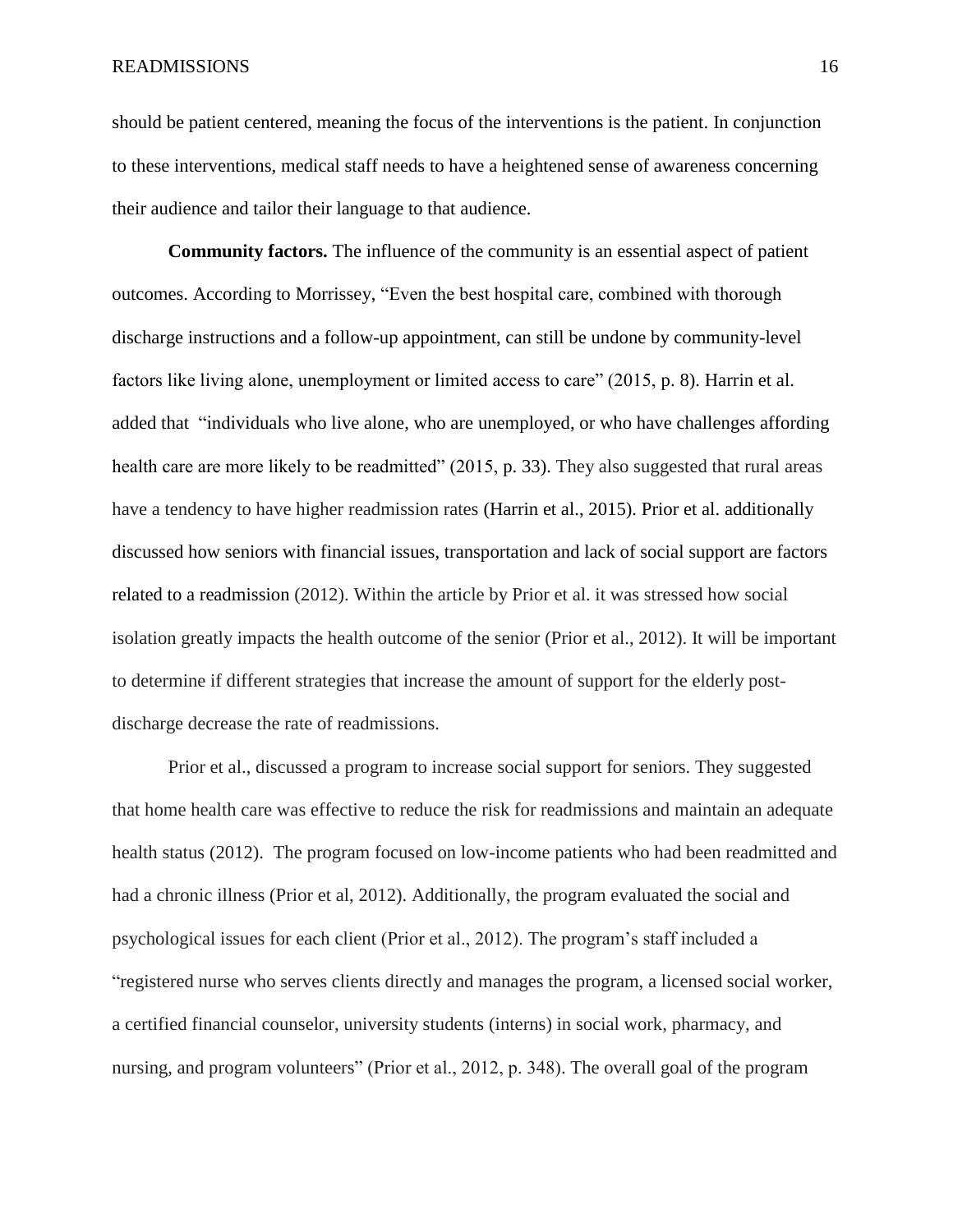should be patient centered, meaning the focus of the interventions is the patient. In conjunction to these interventions, medical staff needs to have a heightened sense of awareness concerning their audience and tailor their language to that audience.

**Community factors.** The influence of the community is an essential aspect of patient outcomes. According to Morrissey, "Even the best hospital care, combined with thorough discharge instructions and a follow-up appointment, can still be undone by community-level factors like living alone, unemployment or limited access to care" (2015, p. 8). Harrin et al. added that "individuals who live alone, who are unemployed, or who have challenges affording health care are more likely to be readmitted" (2015, p. 33). They also suggested that rural areas have a tendency to have higher readmission rates (Harrin et al., 2015). Prior et al. additionally discussed how seniors with financial issues, transportation and lack of social support are factors related to a readmission (2012). Within the article by Prior et al. it was stressed how social isolation greatly impacts the health outcome of the senior (Prior et al., 2012). It will be important to determine if different strategies that increase the amount of support for the elderly post-discharge decrease the rate of readmissions.

Prior et al., discussed a program to increase social support for seniors. They suggested that home health care was effective to reduce the risk for readmissions and maintain an adequate health status (2012). The program focused on low-income patients who had been readmitted and had a chronic illness (Prior et al, 2012). Additionally, the program evaluated the social and psychological issues for each client (Prior et al., 2012). The program's staff included a "registered nurse who serves clients directly and manages the program, a licensed social worker, a certified financial counselor, university students (interns) in social work, pharmacy, and nursing, and program volunteers" (Prior et al., 2012, p. 348). The overall goal of the program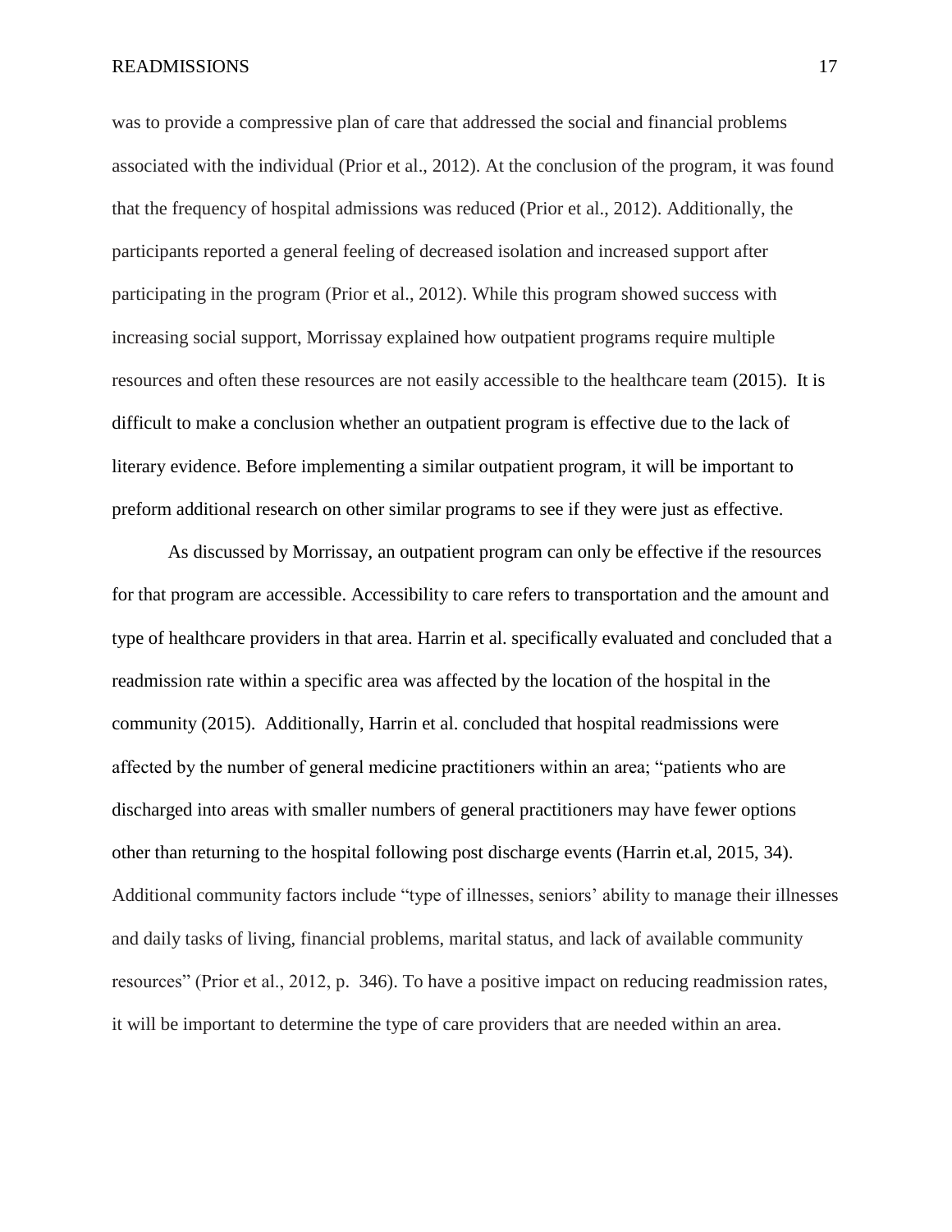was to provide a compressive plan of care that addressed the social and financial problems associated with the individual (Prior et al., 2012). At the conclusion of the program, it was found that the frequency of hospital admissions was reduced (Prior et al., 2012). Additionally, the participants reported a general feeling of decreased isolation and increased support after participating in the program (Prior et al., 2012). While this program showed success with increasing social support, Morrissay explained how outpatient programs require multiple resources and often these resources are not easily accessible to the healthcare team (2015). It is difficult to make a conclusion whether an outpatient program is effective due to the lack of literary evidence. Before implementing a similar outpatient program, it will be important to preform additional research on other similar programs to see if they were just as effective.

As discussed by Morrissay, an outpatient program can only be effective if the resources for that program are accessible. Accessibility to care refers to transportation and the amount and type of healthcare providers in that area. Harrin et al. specifically evaluated and concluded that a readmission rate within a specific area was affected by the location of the hospital in the community (2015). Additionally, Harrin et al. concluded that hospital readmissions were affected by the number of general medicine practitioners within an area; "patients who are discharged into areas with smaller numbers of general practitioners may have fewer options other than returning to the hospital following post discharge events (Harrin et.al, 2015, 34). Additional community factors include "type of illnesses, seniors' ability to manage their illnesses and daily tasks of living, financial problems, marital status, and lack of available community resources" (Prior et al., 2012, p. 346). To have a positive impact on reducing readmission rates, it will be important to determine the type of care providers that are needed within an area.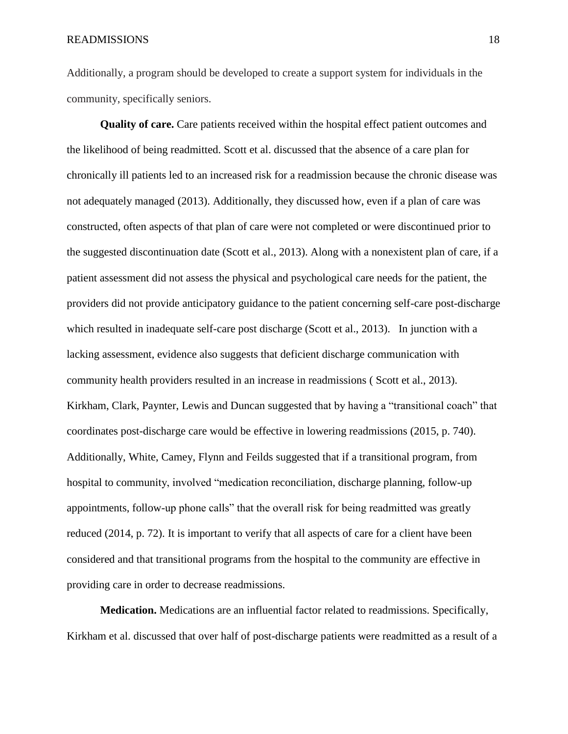Additionally, a program should be developed to create a support system for individuals in the community, specifically seniors.

**Quality of care.** Care patients received within the hospital effect patient outcomes and the likelihood of being readmitted. Scott et al. discussed that the absence of a care plan for chronically ill patients led to an increased risk for a readmission because the chronic disease was not adequately managed (2013). Additionally, they discussed how, even if a plan of care was constructed, often aspects of that plan of care were not completed or were discontinued prior to the suggested discontinuation date (Scott et al., 2013). Along with a nonexistent plan of care, if a patient assessment did not assess the physical and psychological care needs for the patient, the providers did not provide anticipatory guidance to the patient concerning self-care post-discharge which resulted in inadequate self-care post discharge (Scott et al., 2013). In junction with a lacking assessment, evidence also suggests that deficient discharge communication with community health providers resulted in an increase in readmissions ( Scott et al., 2013). Kirkham, Clark, Paynter, Lewis and Duncan suggested that by having a "transitional coach" that coordinates post-discharge care would be effective in lowering readmissions (2015, p. 740). Additionally, White, Camey, Flynn and Feilds suggested that if a transitional program, from hospital to community, involved "medication reconciliation, discharge planning, follow-up appointments, follow-up phone calls" that the overall risk for being readmitted was greatly reduced (2014, p. 72). It is important to verify that all aspects of care for a client have been considered and that transitional programs from the hospital to the community are effective in providing care in order to decrease readmissions.

**Medication.** Medications are an influential factor related to readmissions. Specifically, Kirkham et al. discussed that over half of post-discharge patients were readmitted as a result of a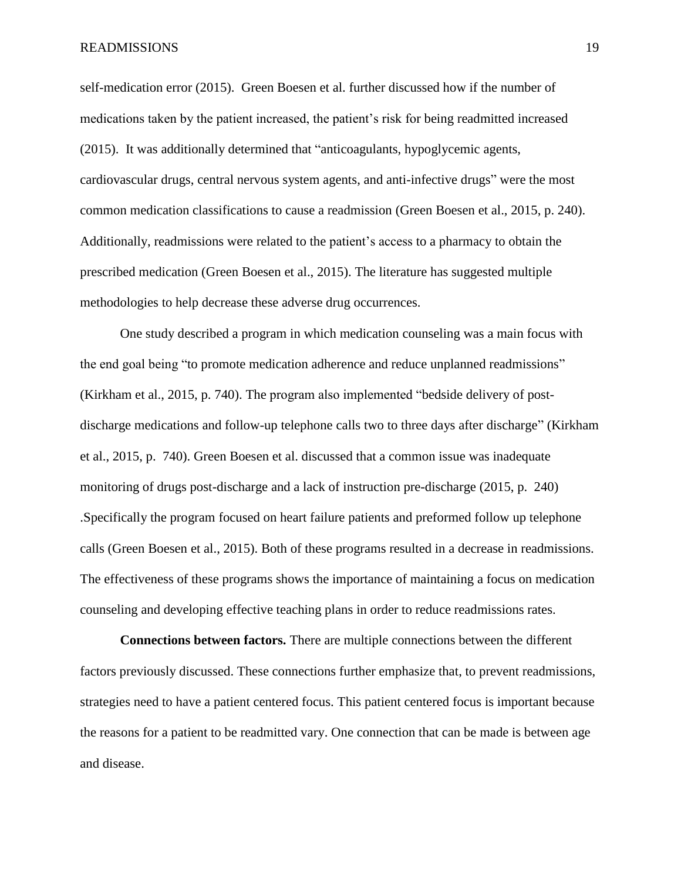self-medication error (2015). Green Boesen et al. further discussed how if the number of medications taken by the patient increased, the patient's risk for being readmitted increased (2015). It was additionally determined that "anticoagulants, hypoglycemic agents, cardiovascular drugs, central nervous system agents, and anti-infective drugs" were the most common medication classifications to cause a readmission (Green Boesen et al., 2015, p. 240). Additionally, readmissions were related to the patient's access to a pharmacy to obtain the prescribed medication (Green Boesen et al., 2015). The literature has suggested multiple methodologies to help decrease these adverse drug occurrences.

One study described a program in which medication counseling was a main focus with the end goal being "to promote medication adherence and reduce unplanned readmissions" (Kirkham et al., 2015, p. 740). The program also implemented "bedside delivery of post-discharge medications and follow-up telephone calls two to three days after discharge" (Kirkham et al., 2015, p. 740). Green Boesen et al. discussed that a common issue was inadequate monitoring of drugs post-discharge and a lack of instruction pre-discharge (2015, p. 240) .Specifically the program focused on heart failure patients and preformed follow up telephone calls (Green Boesen et al., 2015). Both of these programs resulted in a decrease in readmissions. The effectiveness of these programs shows the importance of maintaining a focus on medication counseling and developing effective teaching plans in order to reduce readmissions rates.

**Connections between factors.** There are multiple connections between the different factors previously discussed. These connections further emphasize that, to prevent readmissions, strategies need to have a patient centered focus. This patient centered focus is important because the reasons for a patient to be readmitted vary. One connection that can be made is between age and disease.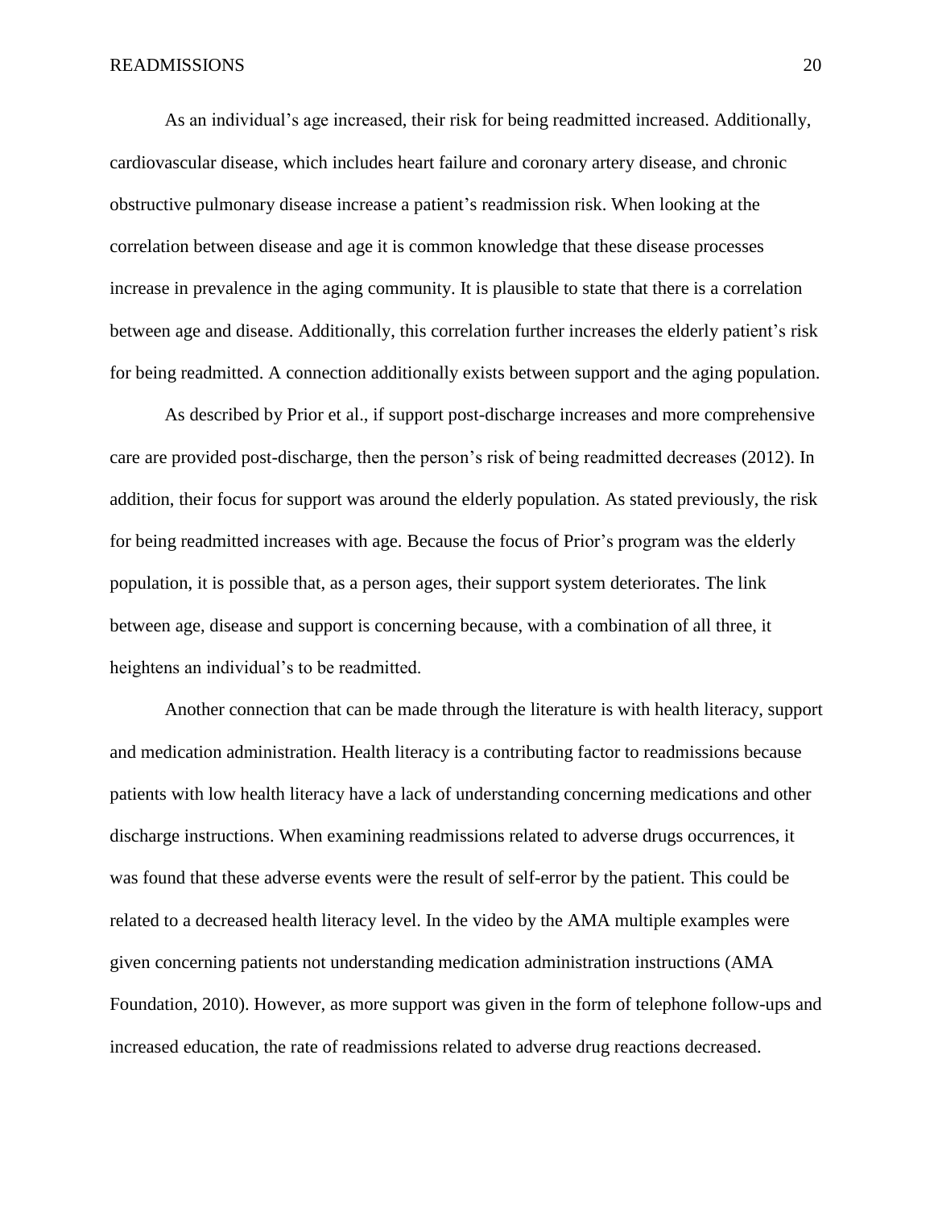As an individual's age increased, their risk for being readmitted increased. Additionally, cardiovascular disease, which includes heart failure and coronary artery disease, and chronic obstructive pulmonary disease increase a patient's readmission risk. When looking at the correlation between disease and age it is common knowledge that these disease processes increase in prevalence in the aging community. It is plausible to state that there is a correlation between age and disease. Additionally, this correlation further increases the elderly patient's risk for being readmitted. A connection additionally exists between support and the aging population.

As described by Prior et al., if support post-discharge increases and more comprehensive care are provided post-discharge, then the person's risk of being readmitted decreases (2012). In addition, their focus for support was around the elderly population. As stated previously, the risk for being readmitted increases with age. Because the focus of Prior's program was the elderly population, it is possible that, as a person ages, their support system deteriorates. The link between age, disease and support is concerning because, with a combination of all three, it heightens an individual's to be readmitted.

Another connection that can be made through the literature is with health literacy, support and medication administration. Health literacy is a contributing factor to readmissions because patients with low health literacy have a lack of understanding concerning medications and other discharge instructions. When examining readmissions related to adverse drugs occurrences, it was found that these adverse events were the result of self-error by the patient. This could be related to a decreased health literacy level. In the video by the AMA multiple examples were given concerning patients not understanding medication administration instructions (AMA Foundation, 2010). However, as more support was given in the form of telephone follow-ups and increased education, the rate of readmissions related to adverse drug reactions decreased.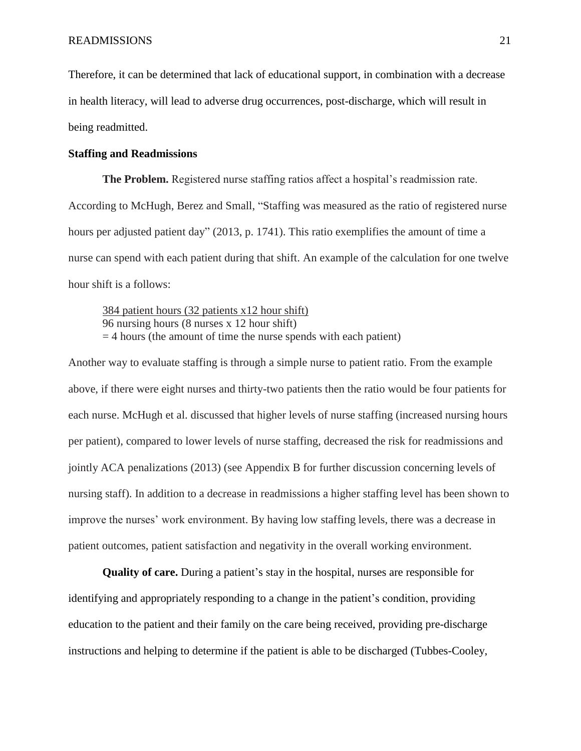Therefore, it can be determined that lack of educational support, in combination with a decrease in health literacy, will lead to adverse drug occurrences, post-discharge, which will result in being readmitted.

### Staffing and Readmissions

**The Problem.** Registered nurse staffing ratios affect a hospital's readmission rate. According to McHugh, Berez and Small, "Staffing was measured as the ratio of registered nurse hours per adjusted patient day" (2013, p. 1741). This ratio exemplifies the amount of time a nurse can spend with each patient during that shift. An example of the calculation for one twelve hour shift is a follows:

> <u>384 patient hours (32 patients x12 hour shift)</u>
> 96 nursing hours (8 nurses x 12 hour shift)
> = 4 hours (the amount of time the nurse spends with each patient)

Another way to evaluate staffing is through a simple nurse to patient ratio. From the example above, if there were eight nurses and thirty-two patients then the ratio would be four patients for each nurse. McHugh et al. discussed that higher levels of nurse staffing (increased nursing hours per patient), compared to lower levels of nurse staffing, decreased the risk for readmissions and jointly ACA penalizations (2013) (see Appendix B for further discussion concerning levels of nursing staff). In addition to a decrease in readmissions a higher staffing level has been shown to improve the nurses' work environment. By having low staffing levels, there was a decrease in patient outcomes, patient satisfaction and negativity in the overall working environment.

**Quality of care.** During a patient's stay in the hospital, nurses are responsible for identifying and appropriately responding to a change in the patient's condition, providing education to the patient and their family on the care being received, providing pre-discharge instructions and helping to determine if the patient is able to be discharged (Tubbes-Cooley,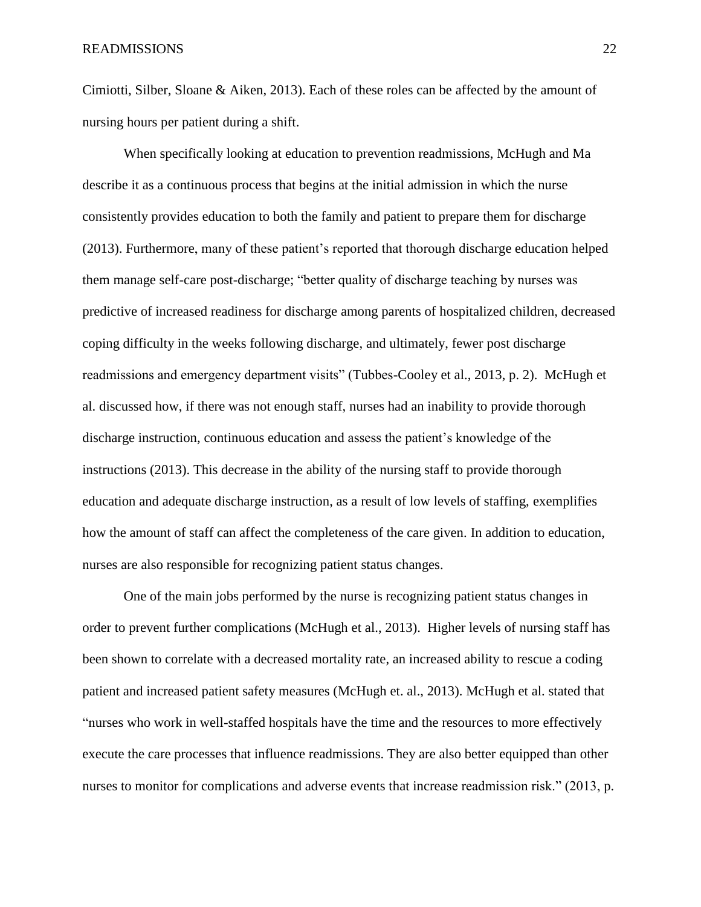Cimiotti, Silber, Sloane & Aiken, 2013). Each of these roles can be affected by the amount of nursing hours per patient during a shift.

When specifically looking at education to prevention readmissions, McHugh and Ma describe it as a continuous process that begins at the initial admission in which the nurse consistently provides education to both the family and patient to prepare them for discharge (2013). Furthermore, many of these patient's reported that thorough discharge education helped them manage self-care post-discharge; "better quality of discharge teaching by nurses was predictive of increased readiness for discharge among parents of hospitalized children, decreased coping difficulty in the weeks following discharge, and ultimately, fewer post discharge readmissions and emergency department visits" (Tubbes-Cooley et al., 2013, p. 2). McHugh et al. discussed how, if there was not enough staff, nurses had an inability to provide thorough discharge instruction, continuous education and assess the patient's knowledge of the instructions (2013). This decrease in the ability of the nursing staff to provide thorough education and adequate discharge instruction, as a result of low levels of staffing, exemplifies how the amount of staff can affect the completeness of the care given. In addition to education, nurses are also responsible for recognizing patient status changes.

One of the main jobs performed by the nurse is recognizing patient status changes in order to prevent further complications (McHugh et al., 2013). Higher levels of nursing staff has been shown to correlate with a decreased mortality rate, an increased ability to rescue a coding patient and increased patient safety measures (McHugh et. al., 2013). McHugh et al. stated that "nurses who work in well-staffed hospitals have the time and the resources to more effectively execute the care processes that influence readmissions. They are also better equipped than other nurses to monitor for complications and adverse events that increase readmission risk." (2013, p.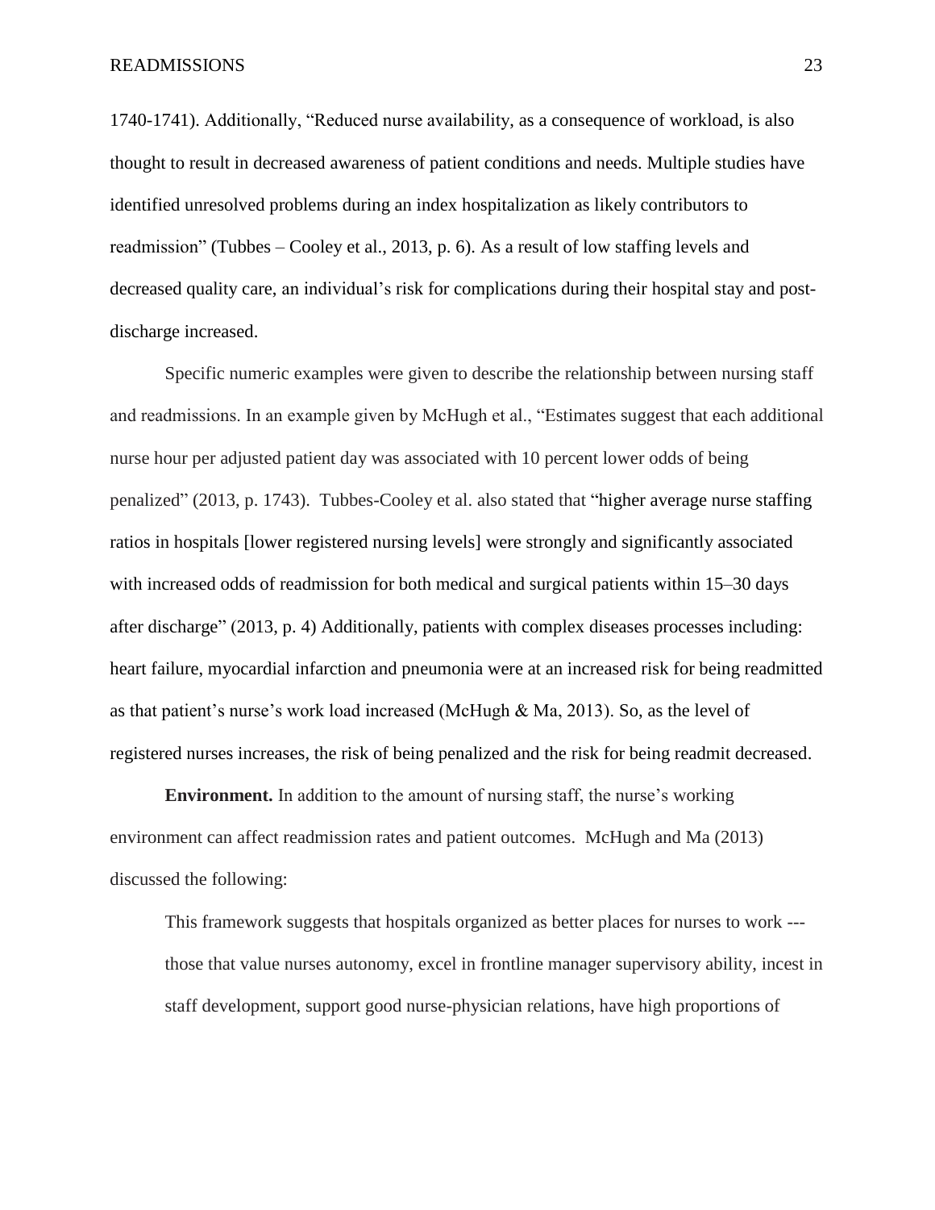1740-1741). Additionally, "Reduced nurse availability, as a consequence of workload, is also thought to result in decreased awareness of patient conditions and needs. Multiple studies have identified unresolved problems during an index hospitalization as likely contributors to readmission" (Tubbes – Cooley et al., 2013, p. 6). As a result of low staffing levels and decreased quality care, an individual's risk for complications during their hospital stay and post-discharge increased.

Specific numeric examples were given to describe the relationship between nursing staff and readmissions. In an example given by McHugh et al., "Estimates suggest that each additional nurse hour per adjusted patient day was associated with 10 percent lower odds of being penalized" (2013, p. 1743). Tubbes-Cooley et al. also stated that "higher average nurse staffing ratios in hospitals [lower registered nursing levels] were strongly and significantly associated with increased odds of readmission for both medical and surgical patients within 15–30 days after discharge" (2013, p. 4) Additionally, patients with complex diseases processes including: heart failure, myocardial infarction and pneumonia were at an increased risk for being readmitted as that patient's nurse's work load increased (McHugh & Ma, 2013). So, as the level of registered nurses increases, the risk of being penalized and the risk for being readmit decreased.

**Environment.** In addition to the amount of nursing staff, the nurse's working environment can affect readmission rates and patient outcomes. McHugh and Ma (2013) discussed the following:

> This framework suggests that hospitals organized as better places for nurses to work --- those that value nurses autonomy, excel in frontline manager supervisory ability, incest in staff development, support good nurse-physician relations, have high proportions of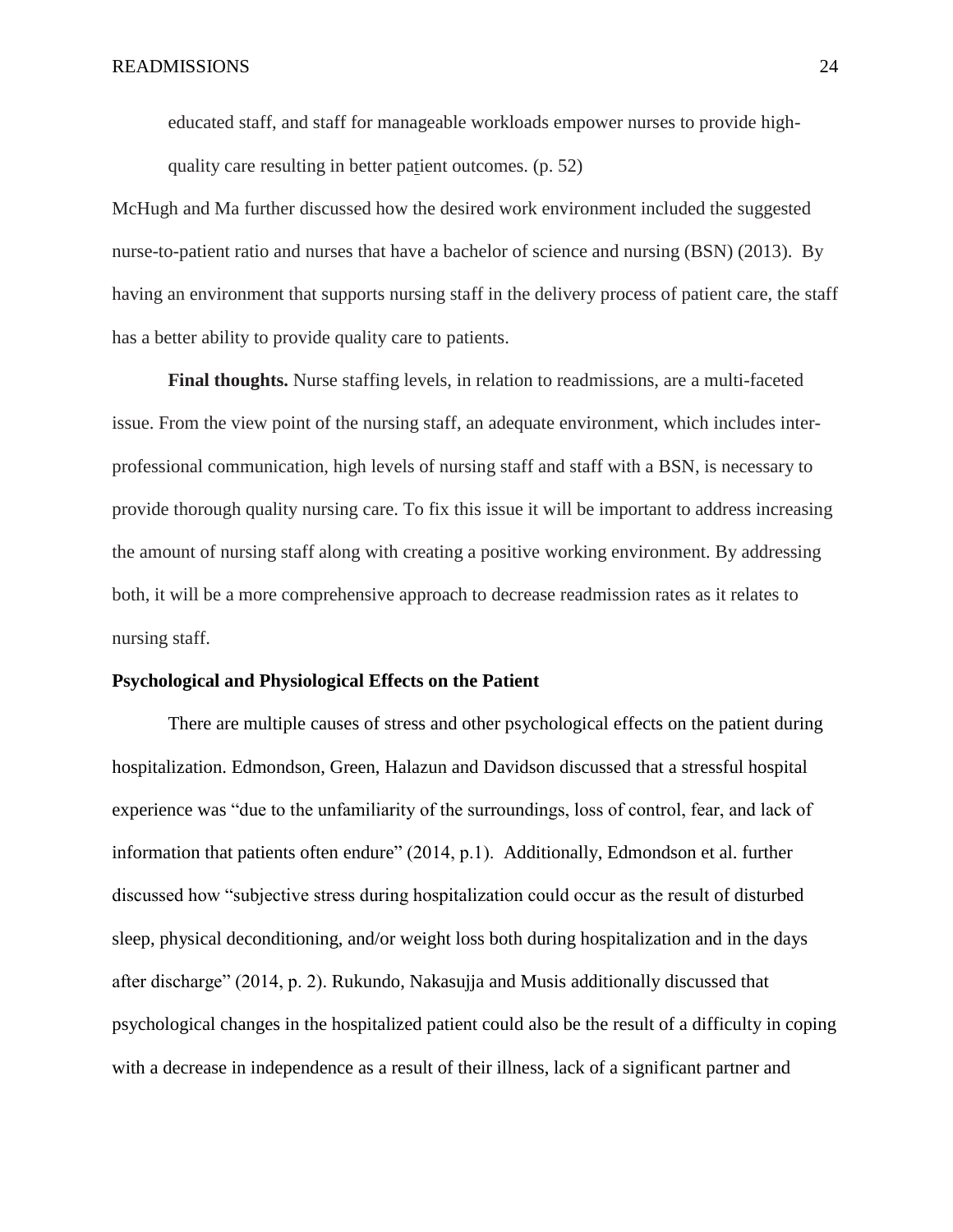educated staff, and staff for manageable workloads empower nurses to provide high-quality care resulting in better patient outcomes. (p. 52)

McHugh and Ma further discussed how the desired work environment included the suggested nurse-to-patient ratio and nurses that have a bachelor of science and nursing (BSN) (2013). By having an environment that supports nursing staff in the delivery process of patient care, the staff has a better ability to provide quality care to patients.

**Final thoughts.** Nurse staffing levels, in relation to readmissions, are a multi-faceted issue. From the view point of the nursing staff, an adequate environment, which includes inter-professional communication, high levels of nursing staff and staff with a BSN, is necessary to provide thorough quality nursing care. To fix this issue it will be important to address increasing the amount of nursing staff along with creating a positive working environment. By addressing both, it will be a more comprehensive approach to decrease readmission rates as it relates to nursing staff.

## Psychological and Physiological Effects on the Patient

There are multiple causes of stress and other psychological effects on the patient during hospitalization. Edmondson, Green, Halazun and Davidson discussed that a stressful hospital experience was "due to the unfamiliarity of the surroundings, loss of control, fear, and lack of information that patients often endure" (2014, p.1). Additionally, Edmondson et al. further discussed how "subjective stress during hospitalization could occur as the result of disturbed sleep, physical deconditioning, and/or weight loss both during hospitalization and in the days after discharge" (2014, p. 2). Rukundo, Nakasujja and Musis additionally discussed that psychological changes in the hospitalized patient could also be the result of a difficulty in coping with a decrease in independence as a result of their illness, lack of a significant partner and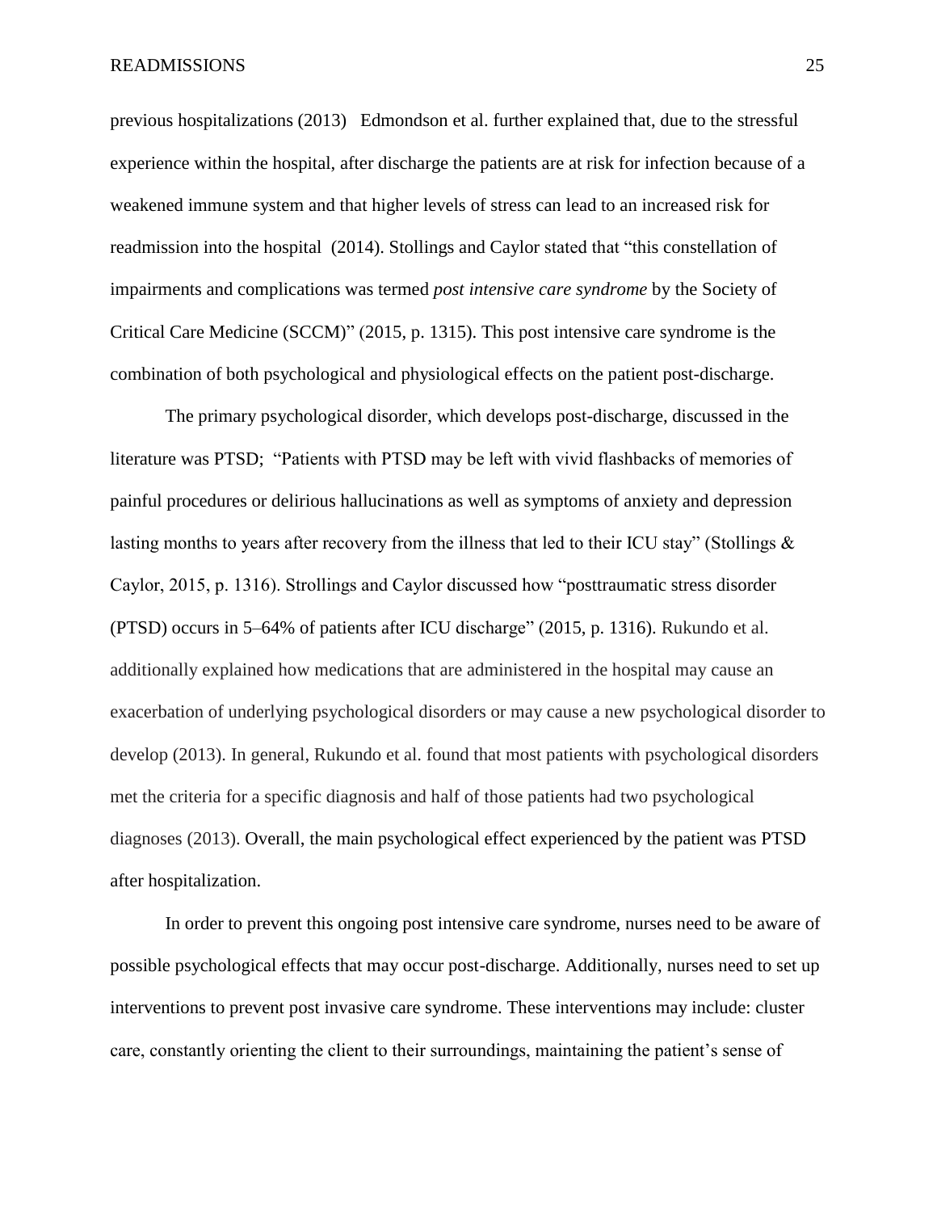previous hospitalizations (2013)  Edmondson et al. further explained that, due to the stressful experience within the hospital, after discharge the patients are at risk for infection because of a weakened immune system and that higher levels of stress can lead to an increased risk for readmission into the hospital (2014). Stollings and Caylor stated that "this constellation of impairments and complications was termed *post intensive care syndrome* by the Society of Critical Care Medicine (SCCM)" (2015, p. 1315). This post intensive care syndrome is the combination of both psychological and physiological effects on the patient post-discharge.

The primary psychological disorder, which develops post-discharge, discussed in the literature was PTSD;  "Patients with PTSD may be left with vivid flashbacks of memories of painful procedures or delirious hallucinations as well as symptoms of anxiety and depression lasting months to years after recovery from the illness that led to their ICU stay" (Stollings & Caylor, 2015, p. 1316). Strollings and Caylor discussed how "posttraumatic stress disorder (PTSD) occurs in 5–64% of patients after ICU discharge" (2015, p. 1316). Rukundo et al. additionally explained how medications that are administered in the hospital may cause an exacerbation of underlying psychological disorders or may cause a new psychological disorder to develop (2013). In general, Rukundo et al. found that most patients with psychological disorders met the criteria for a specific diagnosis and half of those patients had two psychological diagnoses (2013). Overall, the main psychological effect experienced by the patient was PTSD after hospitalization.

In order to prevent this ongoing post intensive care syndrome, nurses need to be aware of possible psychological effects that may occur post-discharge. Additionally, nurses need to set up interventions to prevent post invasive care syndrome. These interventions may include: cluster care, constantly orienting the client to their surroundings, maintaining the patient's sense of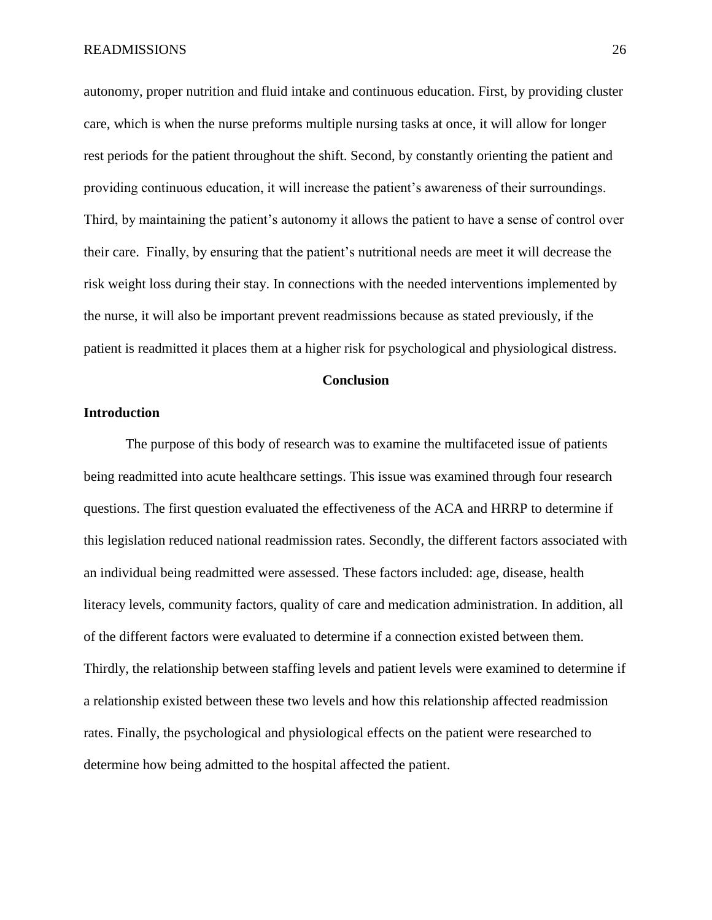autonomy, proper nutrition and fluid intake and continuous education. First, by providing cluster care, which is when the nurse preforms multiple nursing tasks at once, it will allow for longer rest periods for the patient throughout the shift. Second, by constantly orienting the patient and providing continuous education, it will increase the patient's awareness of their surroundings. Third, by maintaining the patient's autonomy it allows the patient to have a sense of control over their care. Finally, by ensuring that the patient's nutritional needs are meet it will decrease the risk weight loss during their stay. In connections with the needed interventions implemented by the nurse, it will also be important prevent readmissions because as stated previously, if the patient is readmitted it places them at a higher risk for psychological and physiological distress.

## Conclusion

### Introduction

The purpose of this body of research was to examine the multifaceted issue of patients being readmitted into acute healthcare settings. This issue was examined through four research questions. The first question evaluated the effectiveness of the ACA and HRRP to determine if this legislation reduced national readmission rates. Secondly, the different factors associated with an individual being readmitted were assessed. These factors included: age, disease, health literacy levels, community factors, quality of care and medication administration. In addition, all of the different factors were evaluated to determine if a connection existed between them. Thirdly, the relationship between staffing levels and patient levels were examined to determine if a relationship existed between these two levels and how this relationship affected readmission rates. Finally, the psychological and physiological effects on the patient were researched to determine how being admitted to the hospital affected the patient.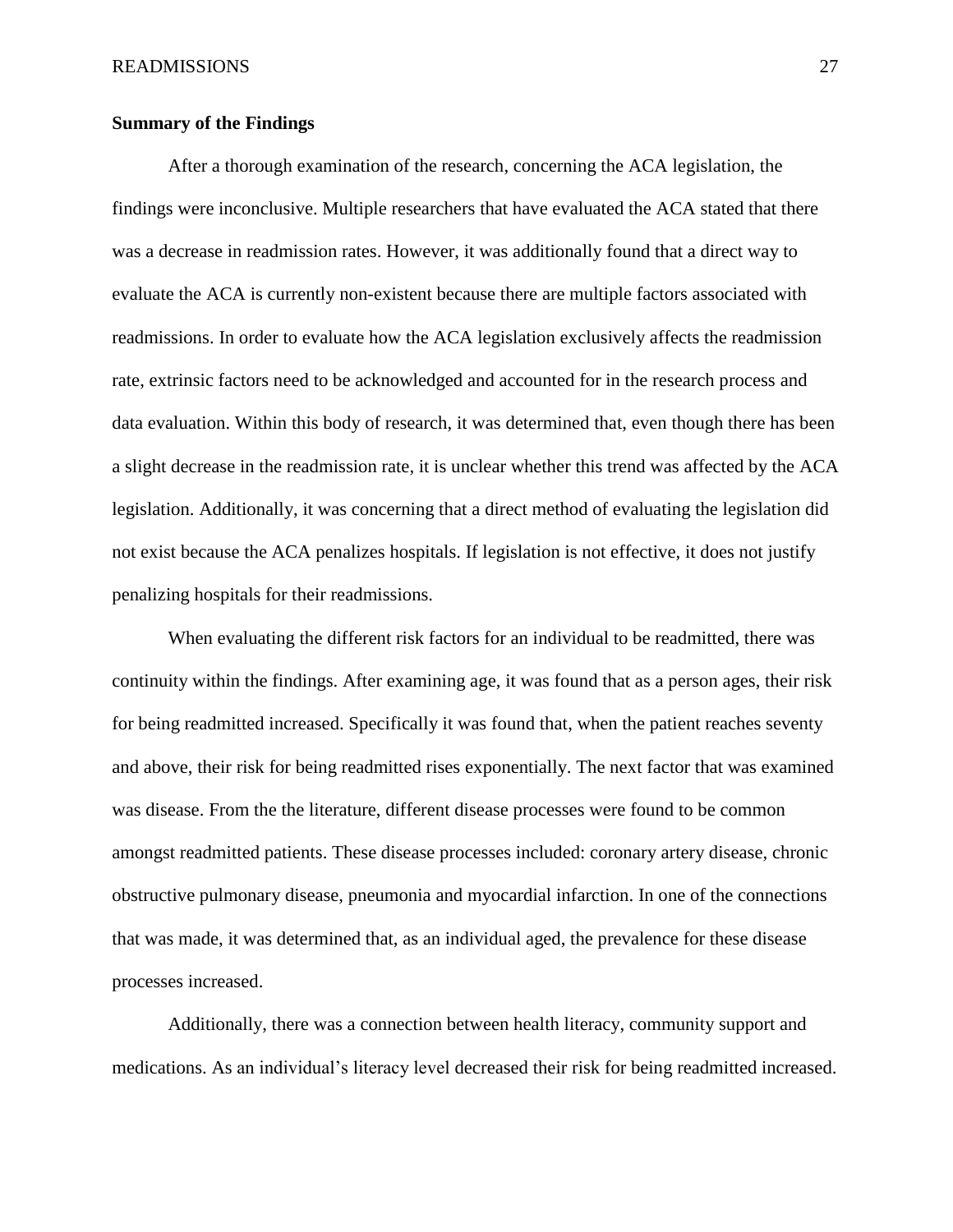**Summary of the Findings**

After a thorough examination of the research, concerning the ACA legislation, the findings were inconclusive. Multiple researchers that have evaluated the ACA stated that there was a decrease in readmission rates. However, it was additionally found that a direct way to evaluate the ACA is currently non-existent because there are multiple factors associated with readmissions. In order to evaluate how the ACA legislation exclusively affects the readmission rate, extrinsic factors need to be acknowledged and accounted for in the research process and data evaluation. Within this body of research, it was determined that, even though there has been a slight decrease in the readmission rate, it is unclear whether this trend was affected by the ACA legislation. Additionally, it was concerning that a direct method of evaluating the legislation did not exist because the ACA penalizes hospitals. If legislation is not effective, it does not justify penalizing hospitals for their readmissions.

When evaluating the different risk factors for an individual to be readmitted, there was continuity within the findings. After examining age, it was found that as a person ages, their risk for being readmitted increased. Specifically it was found that, when the patient reaches seventy and above, their risk for being readmitted rises exponentially. The next factor that was examined was disease. From the the literature, different disease processes were found to be common amongst readmitted patients. These disease processes included: coronary artery disease, chronic obstructive pulmonary disease, pneumonia and myocardial infarction. In one of the connections that was made, it was determined that, as an individual aged, the prevalence for these disease processes increased.

Additionally, there was a connection between health literacy, community support and medications. As an individual's literacy level decreased their risk for being readmitted increased.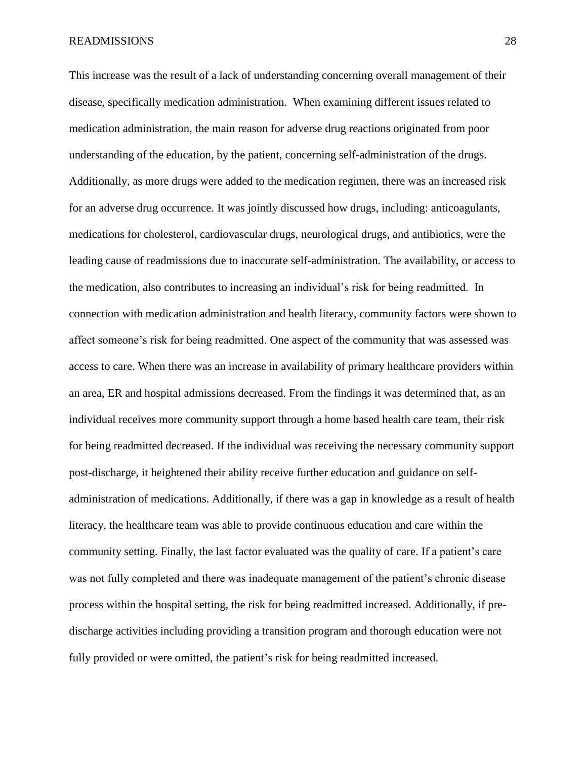This increase was the result of a lack of understanding concerning overall management of their disease, specifically medication administration. When examining different issues related to medication administration, the main reason for adverse drug reactions originated from poor understanding of the education, by the patient, concerning self-administration of the drugs. Additionally, as more drugs were added to the medication regimen, there was an increased risk for an adverse drug occurrence. It was jointly discussed how drugs, including: anticoagulants, medications for cholesterol, cardiovascular drugs, neurological drugs, and antibiotics, were the leading cause of readmissions due to inaccurate self-administration. The availability, or access to the medication, also contributes to increasing an individual's risk for being readmitted. In connection with medication administration and health literacy, community factors were shown to affect someone's risk for being readmitted. One aspect of the community that was assessed was access to care. When there was an increase in availability of primary healthcare providers within an area, ER and hospital admissions decreased. From the findings it was determined that, as an individual receives more community support through a home based health care team, their risk for being readmitted decreased. If the individual was receiving the necessary community support post-discharge, it heightened their ability receive further education and guidance on self-administration of medications. Additionally, if there was a gap in knowledge as a result of health literacy, the healthcare team was able to provide continuous education and care within the community setting. Finally, the last factor evaluated was the quality of care. If a patient's care was not fully completed and there was inadequate management of the patient's chronic disease process within the hospital setting, the risk for being readmitted increased. Additionally, if pre-discharge activities including providing a transition program and thorough education were not fully provided or were omitted, the patient's risk for being readmitted increased.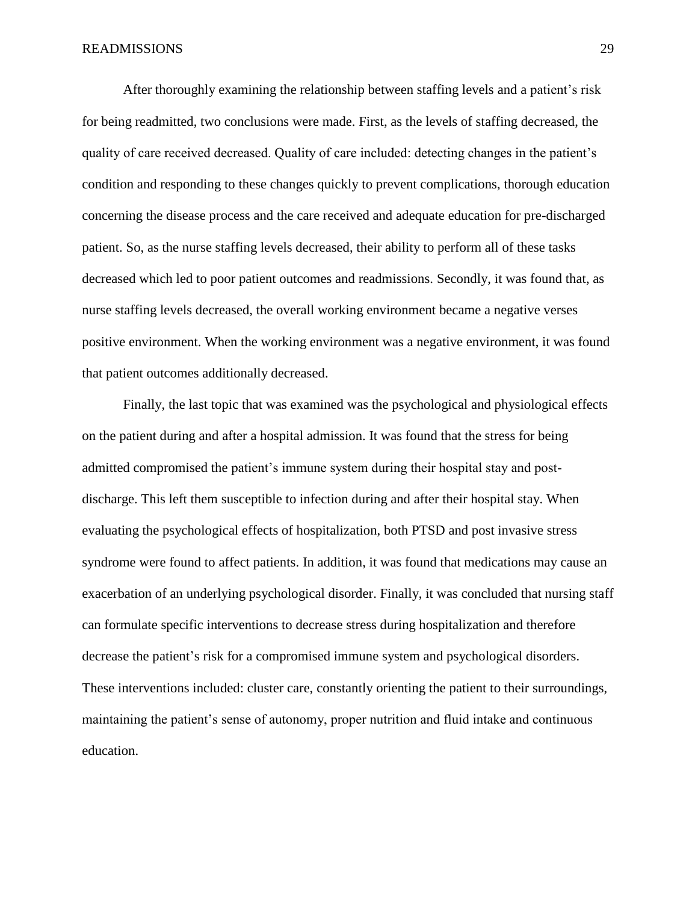After thoroughly examining the relationship between staffing levels and a patient's risk for being readmitted, two conclusions were made. First, as the levels of staffing decreased, the quality of care received decreased. Quality of care included: detecting changes in the patient's condition and responding to these changes quickly to prevent complications, thorough education concerning the disease process and the care received and adequate education for pre-discharged patient. So, as the nurse staffing levels decreased, their ability to perform all of these tasks decreased which led to poor patient outcomes and readmissions. Secondly, it was found that, as nurse staffing levels decreased, the overall working environment became a negative verses positive environment. When the working environment was a negative environment, it was found that patient outcomes additionally decreased.

Finally, the last topic that was examined was the psychological and physiological effects on the patient during and after a hospital admission. It was found that the stress for being admitted compromised the patient's immune system during their hospital stay and post-discharge. This left them susceptible to infection during and after their hospital stay. When evaluating the psychological effects of hospitalization, both PTSD and post invasive stress syndrome were found to affect patients. In addition, it was found that medications may cause an exacerbation of an underlying psychological disorder. Finally, it was concluded that nursing staff can formulate specific interventions to decrease stress during hospitalization and therefore decrease the patient's risk for a compromised immune system and psychological disorders. These interventions included: cluster care, constantly orienting the patient to their surroundings, maintaining the patient's sense of autonomy, proper nutrition and fluid intake and continuous education.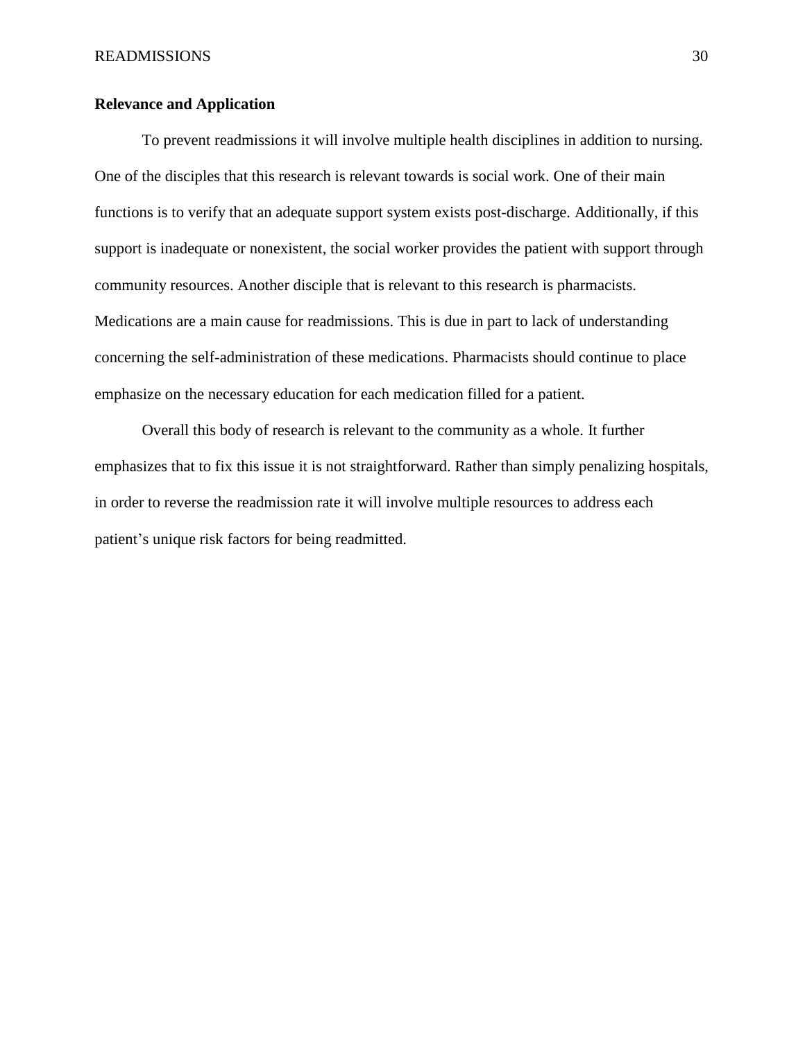**Relevance and Application**

To prevent readmissions it will involve multiple health disciplines in addition to nursing. One of the disciples that this research is relevant towards is social work. One of their main functions is to verify that an adequate support system exists post-discharge. Additionally, if this support is inadequate or nonexistent, the social worker provides the patient with support through community resources. Another disciple that is relevant to this research is pharmacists. Medications are a main cause for readmissions. This is due in part to lack of understanding concerning the self-administration of these medications. Pharmacists should continue to place emphasize on the necessary education for each medication filled for a patient.

Overall this body of research is relevant to the community as a whole. It further emphasizes that to fix this issue it is not straightforward. Rather than simply penalizing hospitals, in order to reverse the readmission rate it will involve multiple resources to address each patient's unique risk factors for being readmitted.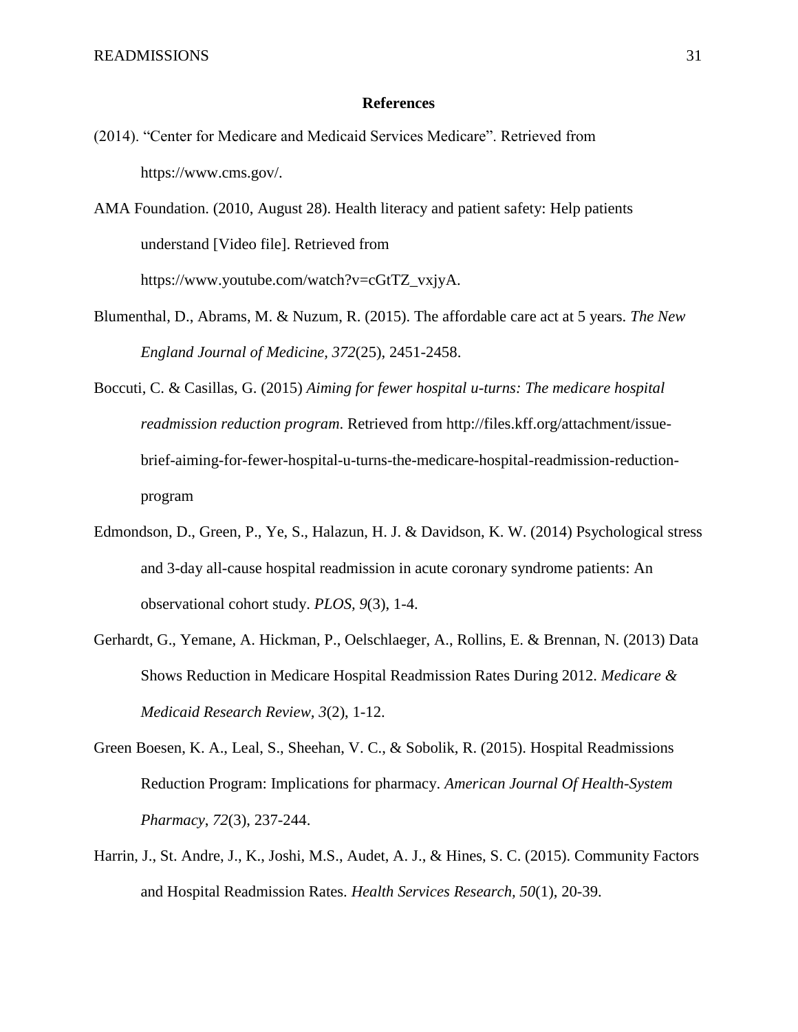**References**

(2014). “Center for Medicare and Medicaid Services Medicare”. Retrieved from https://www.cms.gov/.

AMA Foundation. (2010, August 28). Health literacy and patient safety: Help patients understand [Video file]. Retrieved from https://www.youtube.com/watch?v=cGtTZ_vxjyA.

Blumenthal, D., Abrams, M. & Nuzum, R. (2015). The affordable care act at 5 years. *The New England Journal of Medicine, 372*(25), 2451-2458.

Boccuti, C. & Casillas, G. (2015) *Aiming for fewer hospital u-turns: The medicare hospital readmission reduction program.* Retrieved from http://files.kff.org/attachment/issue-brief-aiming-for-fewer-hospital-u-turns-the-medicare-hospital-readmission-reduction-program

Edmondson, D., Green, P., Ye, S., Halazun, H. J. & Davidson, K. W. (2014) Psychological stress and 3-day all-cause hospital readmission in acute coronary syndrome patients: An observational cohort study. *PLOS, 9*(3), 1-4.

Gerhardt, G., Yemane, A. Hickman, P., Oelschlaeger, A., Rollins, E. & Brennan, N. (2013) Data Shows Reduction in Medicare Hospital Readmission Rates During 2012. *Medicare & Medicaid Research Review, 3*(2), 1-12.

Green Boesen, K. A., Leal, S., Sheehan, V. C., & Sobolik, R. (2015). Hospital Readmissions Reduction Program: Implications for pharmacy. *American Journal Of Health-System Pharmacy*, *72*(3), 237-244.

Harrin, J., St. Andre, J., K., Joshi, M.S., Audet, A. J., & Hines, S. C. (2015). Community Factors and Hospital Readmission Rates. *Health Services Research, 50*(1), 20-39.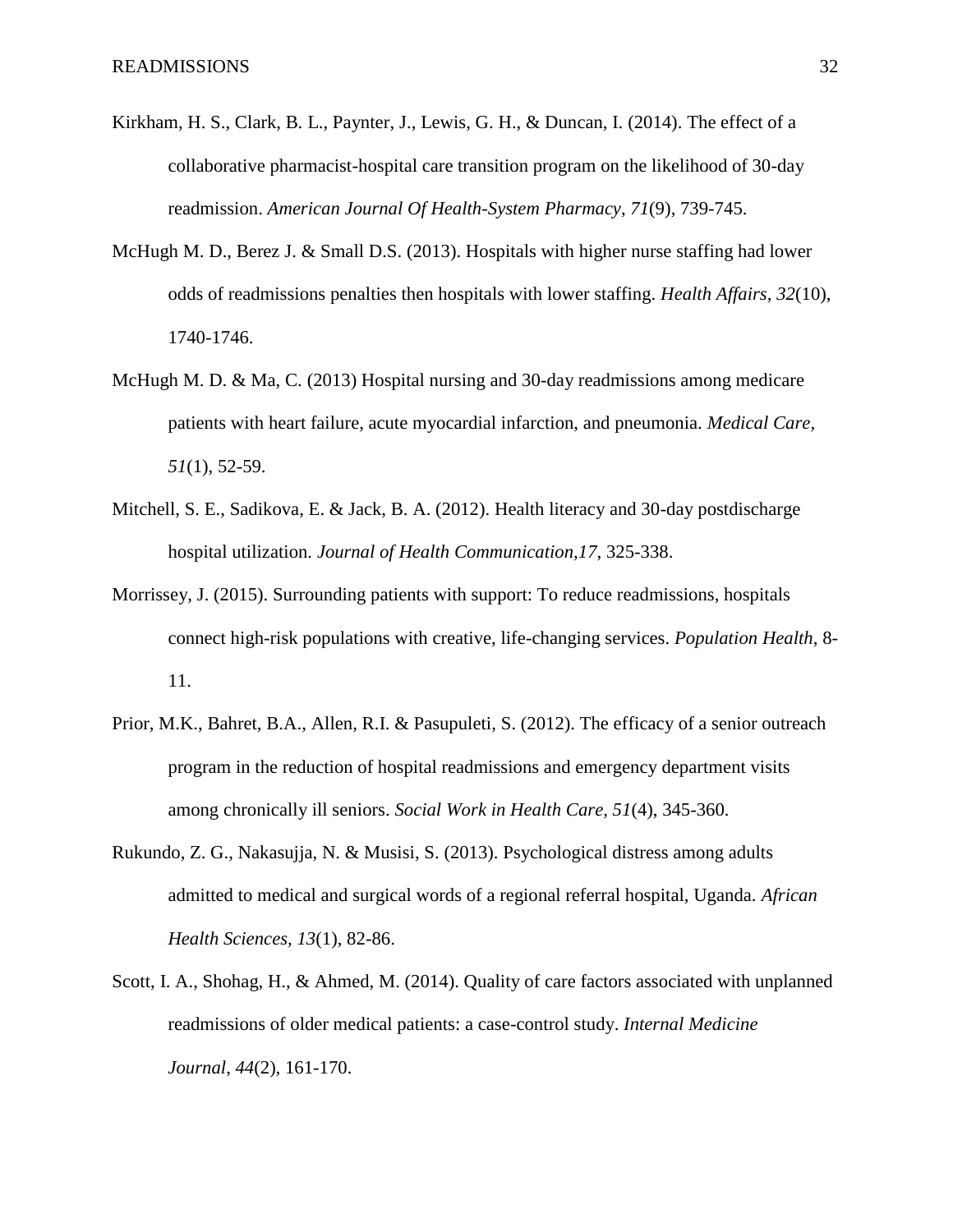Kirkham, H. S., Clark, B. L., Paynter, J., Lewis, G. H., & Duncan, I. (2014). The effect of a collaborative pharmacist-hospital care transition program on the likelihood of 30-day readmission. *American Journal Of Health-System Pharmacy*, *71*(9), 739-745.

McHugh M. D., Berez J. & Small D.S. (2013). Hospitals with higher nurse staffing had lower odds of readmissions penalties then hospitals with lower staffing. *Health Affairs, 32*(10), 1740-1746.

McHugh M. D. & Ma, C. (2013) Hospital nursing and 30-day readmissions among medicare patients with heart failure, acute myocardial infarction, and pneumonia. *Medical Care, 51*(1), 52-59.

Mitchell, S. E., Sadikova, E. & Jack, B. A. (2012). Health literacy and 30-day postdischarge hospital utilization. *Journal of Health Communication,17,* 325-338.

Morrissey, J. (2015). Surrounding patients with support: To reduce readmissions, hospitals connect high-risk populations with creative, life-changing services. *Population Health*, 8-11.

Prior, M.K., Bahret, B.A., Allen, R.I. & Pasupuleti, S. (2012). The efficacy of a senior outreach program in the reduction of hospital readmissions and emergency department visits among chronically ill seniors. *Social Work in Health Care, 51*(4), 345-360.

Rukundo, Z. G., Nakasujja, N. & Musisi, S. (2013). Psychological distress among adults admitted to medical and surgical words of a regional referral hospital, Uganda. *African Health Sciences, 13*(1), 82-86.

Scott, I. A., Shohag, H., & Ahmed, M. (2014). Quality of care factors associated with unplanned readmissions of older medical patients: a case-control study. *Internal Medicine Journal*, *44*(2), 161-170.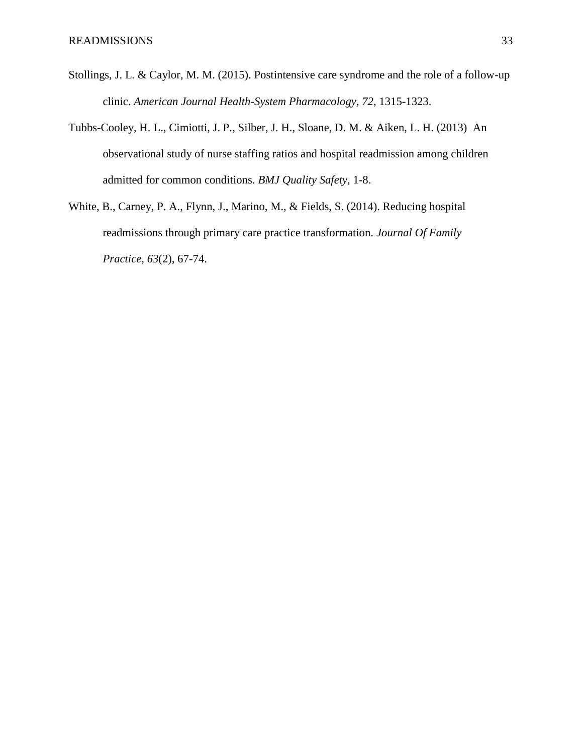Stollings, J. L. & Caylor, M. M. (2015). Postintensive care syndrome and the role of a follow-up clinic. *American Journal Health-System Pharmacology, 72*, 1315-1323.

Tubbs-Cooley, H. L., Cimiotti, J. P., Silber, J. H., Sloane, D. M. & Aiken, L. H. (2013)  An observational study of nurse staffing ratios and hospital readmission among children admitted for common conditions. *BMJ Quality Safety,* 1-8.

White, B., Carney, P. A., Flynn, J., Marino, M., & Fields, S. (2014). Reducing hospital readmissions through primary care practice transformation. *Journal Of Family Practice*, *63*(2), 67-74.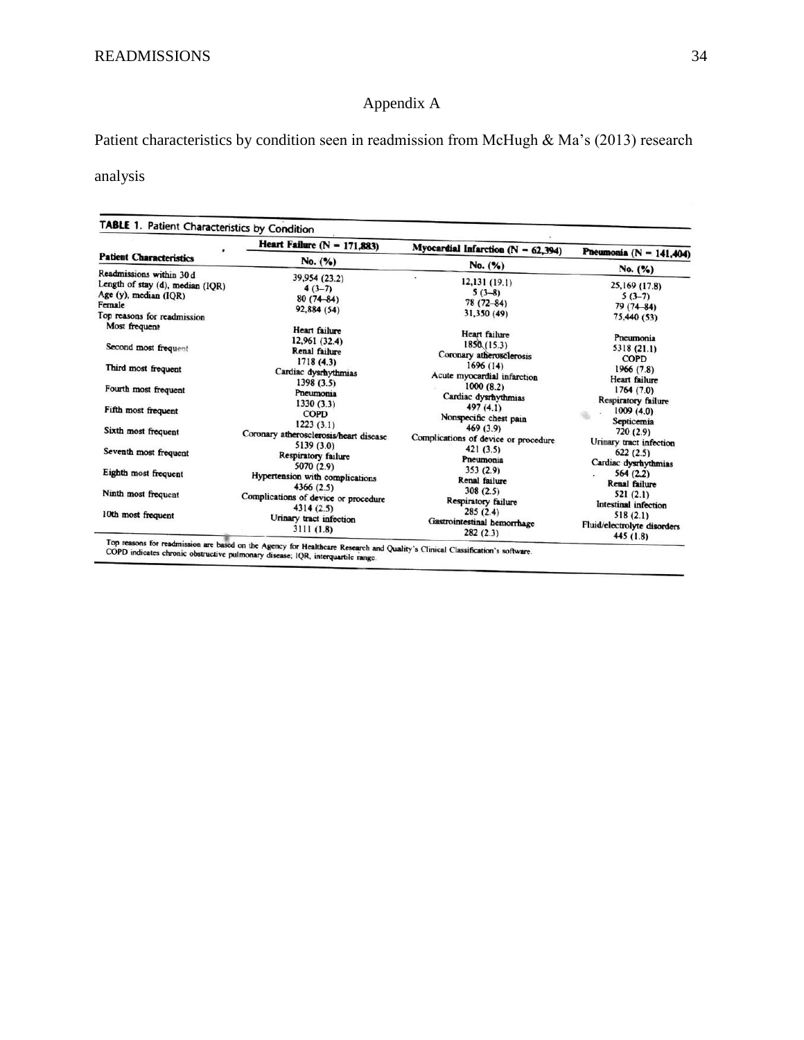# Appendix A

Patient characteristics by condition seen in readmission from McHugh & Ma's (2013) research analysis

**TABLE 1.** Patient Characteristics by Condition

| Patient Characteristics | Heart Failure (N = 171,883) No. (%) | Myocardial Infarction (N = 62,394) No. (%) | Pneumonia (N = 141,404) No. (%) |
|---|---|---|---|
| Readmissions within 30 d | 39,954 (23.2) | 12,131 (19.1) | 25,169 (17.8) |
| Length of stay (d), median (IQR) | 4 (3–7) | 5 (3–8) | 5 (3–7) |
| Age (y), median (IQR) | 80 (74–84) | 78 (72–84) | 79 (74–84) |
| Female | 92,884 (54) | 31,350 (49) | 75,440 (53) |
| Top reasons for readmission | | | |
| Most frequent | Heart failure 12,961 (32.4) | Heart failure 1850 (15.3) | Pneumonia 5318 (21.1) |
| Second most frequent | Renal failure 1718 (4.3) | Coronary atherosclerosis 1696 (14) | COPD 1966 (7.8) |
| Third most frequent | Cardiac dysrhythmias 1398 (3.5) | Acute myocardial infarction 1000 (8.2) | Heart failure 1764 (7.0) |
| Fourth most frequent | Pneumonia 1330 (3.3) | Cardiac dysrhythmias 497 (4.1) | Respiratory failure 1009 (4.0) |
| Fifth most frequent | COPD 1223 (3.1) | Nonspecific chest pain 469 (3.9) | Septicemia 720 (2.9) |
| Sixth most frequent | Coronary atherosclerosis/heart disease 5139 (3.0) | Complications of device or procedure 421 (3.5) | Urinary tract infection 622 (2.5) |
| Seventh most frequent | Respiratory failure 5070 (2.9) | Pneumonia 353 (2.9) | Cardiac dysrhythmias 564 (2.2) |
| Eighth most frequent | Hypertension with complications 4366 (2.5) | Renal failure 308 (2.5) | Renal failure 521 (2.1) |
| Ninth most frequent | Complications of device or procedure 4314 (2.5) | Respiratory failure 285 (2.4) | Intestinal infection 518 (2.1) |
| 10th most frequent | Urinary tract infection 3111 (1.8) | Gastrointestinal hemorrhage 282 (2.3) | Fluid/electrolyte disorders 445 (1.8) |

Top reasons for readmission are based on the Agency for Healthcare Research and Quality's Clinical Classification's software.
COPD indicates chronic obstructive pulmonary disease; IQR, interquartile range.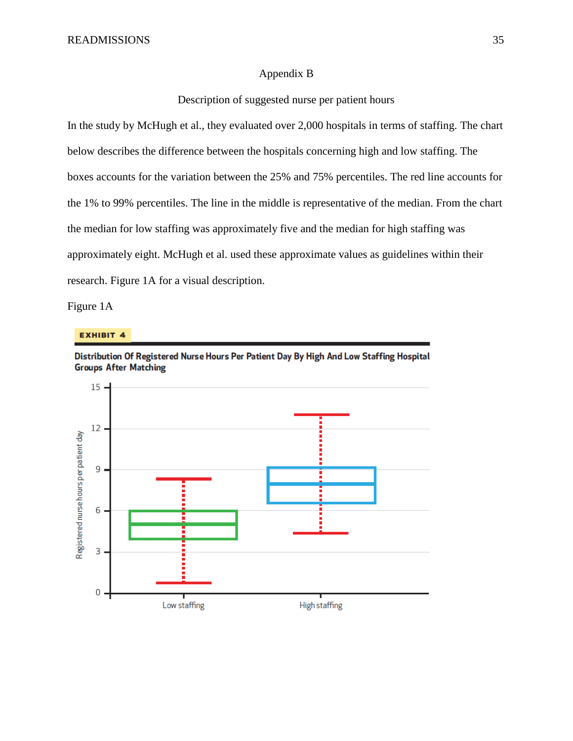## Appendix B

### Description of suggested nurse per patient hours

In the study by McHugh et al., they evaluated over 2,000 hospitals in terms of staffing. The chart below describes the difference between the hospitals concerning high and low staffing. The boxes accounts for the variation between the 25% and 75% percentiles. The red line accounts for the 1% to 99% percentiles. The line in the middle is representative of the median. From the chart the median for low staffing was approximately five and the median for high staffing was approximately eight. McHugh et al. used these approximate values as guidelines within their research. Figure 1A for a visual description.

Figure 1A

EXHIBIT 4

Distribution Of Registered Nurse Hours Per Patient Day By High And Low Staffing Hospital Groups After Matching

Registered nurse hours per patient day

15

12

9

6

3

0

Low staffing

High staffing